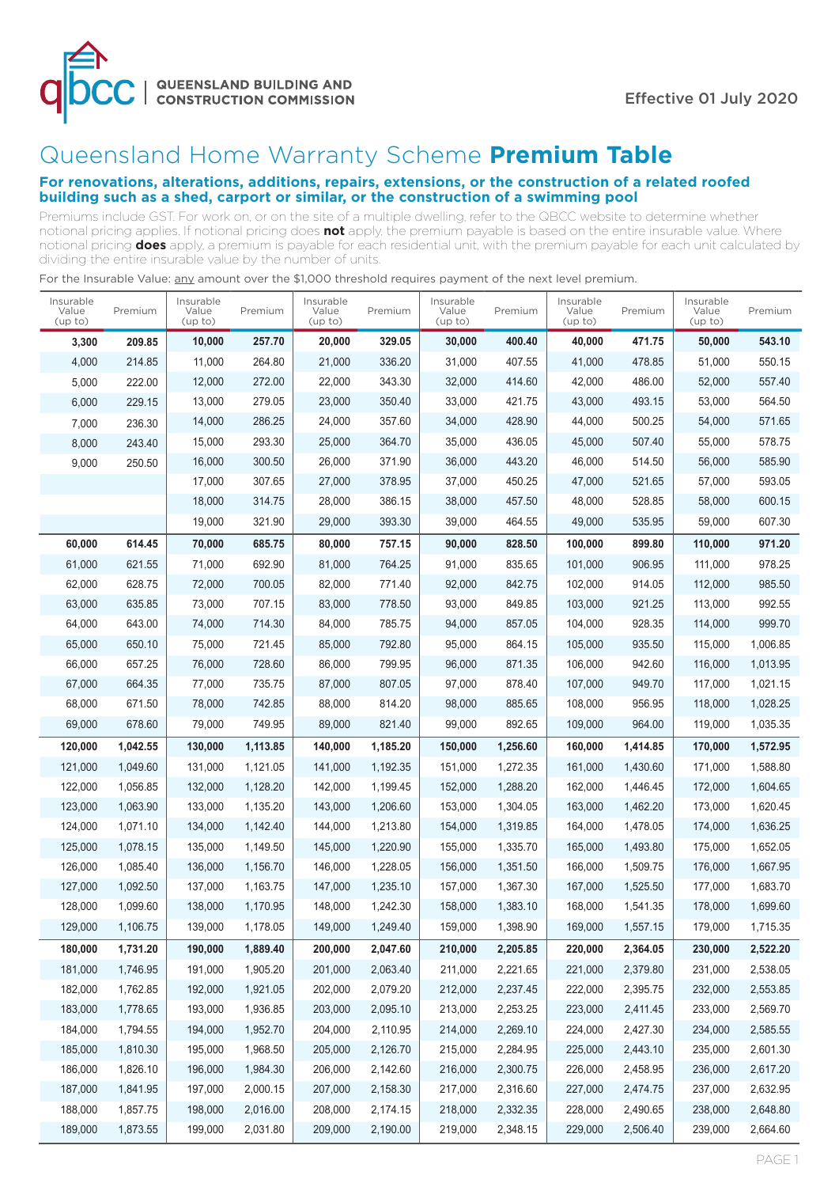QBCC | QUEENSLAND BUILDING AND CONSTRUCTION COMMISSION

Effective 01 July 2020

# Queensland Home Warranty Scheme **Premium Table**

### For renovations, alterations, additions, repairs, extensions, or the construction of a related roofed building such as a shed, carport or similar, or the construction of a swimming pool

Premiums include GST. For work on, or on the site of a multiple dwelling, refer to the QBCC website to determine whether notional pricing applies. If notional pricing does **not** apply, the premium payable is based on the entire insurable value. Where notional pricing **does** apply, a premium is payable for each residential unit, with the premium payable for each unit calculated by dividing the entire insurable value by the number of units.

For the Insurable Value: any amount over the $1,000 threshold requires payment of the next level premium.

| Insurable Value (up to) | Premium | Insurable Value (up to) | Premium | Insurable Value (up to) | Premium | Insurable Value (up to) | Premium | Insurable Value (up to) | Premium | Insurable Value (up to) | Premium |
|---|---|---|---|---|---|---|---|---|---|---|---|
| **3,300** | **209.85** | **10,000** | **257.70** | **20,000** | **329.05** | **30,000** | **400.40** | **40,000** | **471.75** | **50,000** | **543.10** |
| 4,000 | 214.85 | 11,000 | 264.80 | 21,000 | 336.20 | 31,000 | 407.55 | 41,000 | 478.85 | 51,000 | 550.15 |
| 5,000 | 222.00 | 12,000 | 272.00 | 22,000 | 343.30 | 32,000 | 414.60 | 42,000 | 486.00 | 52,000 | 557.40 |
| 6,000 | 229.15 | 13,000 | 279.05 | 23,000 | 350.40 | 33,000 | 421.75 | 43,000 | 493.15 | 53,000 | 564.50 |
| 7,000 | 236.30 | 14,000 | 286.25 | 24,000 | 357.60 | 34,000 | 428.90 | 44,000 | 500.25 | 54,000 | 571.65 |
| 8,000 | 243.40 | 15,000 | 293.30 | 25,000 | 364.70 | 35,000 | 436.05 | 45,000 | 507.40 | 55,000 | 578.75 |
| 9,000 | 250.50 | 16,000 | 300.50 | 26,000 | 371.90 | 36,000 | 443.20 | 46,000 | 514.50 | 56,000 | 585.90 |
| | | 17,000 | 307.65 | 27,000 | 378.95 | 37,000 | 450.25 | 47,000 | 521.65 | 57,000 | 593.05 |
| | | 18,000 | 314.75 | 28,000 | 386.15 | 38,000 | 457.50 | 48,000 | 528.85 | 58,000 | 600.15 |
| | | 19,000 | 321.90 | 29,000 | 393.30 | 39,000 | 464.55 | 49,000 | 535.95 | 59,000 | 607.30 |
| **60,000** | **614.45** | **70,000** | **685.75** | **80,000** | **757.15** | **90,000** | **828.50** | **100,000** | **899.80** | **110,000** | **971.20** |
| 61,000 | 621.55 | 71,000 | 692.90 | 81,000 | 764.25 | 91,000 | 835.65 | 101,000 | 906.95 | 111,000 | 978.25 |
| 62,000 | 628.75 | 72,000 | 700.05 | 82,000 | 771.40 | 92,000 | 842.75 | 102,000 | 914.05 | 112,000 | 985.50 |
| 63,000 | 635.85 | 73,000 | 707.15 | 83,000 | 778.50 | 93,000 | 849.85 | 103,000 | 921.25 | 113,000 | 992.55 |
| 64,000 | 643.00 | 74,000 | 714.30 | 84,000 | 785.75 | 94,000 | 857.05 | 104,000 | 928.35 | 114,000 | 999.70 |
| 65,000 | 650.10 | 75,000 | 721.45 | 85,000 | 792.80 | 95,000 | 864.15 | 105,000 | 935.50 | 115,000 | 1,006.85 |
| 66,000 | 657.25 | 76,000 | 728.60 | 86,000 | 799.95 | 96,000 | 871.35 | 106,000 | 942.60 | 116,000 | 1,013.95 |
| 67,000 | 664.35 | 77,000 | 735.75 | 87,000 | 807.05 | 97,000 | 878.40 | 107,000 | 949.70 | 117,000 | 1,021.15 |
| 68,000 | 671.50 | 78,000 | 742.85 | 88,000 | 814.20 | 98,000 | 885.65 | 108,000 | 956.95 | 118,000 | 1,028.25 |
| 69,000 | 678.60 | 79,000 | 749.95 | 89,000 | 821.40 | 99,000 | 892.65 | 109,000 | 964.00 | 119,000 | 1,035.35 |
| **120,000** | **1,042.55** | **130,000** | **1,113.85** | **140,000** | **1,185.20** | **150,000** | **1,256.60** | **160,000** | **1,414.85** | **170,000** | **1,572.95** |
| 121,000 | 1,049.60 | 131,000 | 1,121.05 | 141,000 | 1,192.35 | 151,000 | 1,272.35 | 161,000 | 1,430.60 | 171,000 | 1,588.80 |
| 122,000 | 1,056.85 | 132,000 | 1,128.20 | 142,000 | 1,199.45 | 152,000 | 1,288.20 | 162,000 | 1,446.45 | 172,000 | 1,604.65 |
| 123,000 | 1,063.90 | 133,000 | 1,135.20 | 143,000 | 1,206.60 | 153,000 | 1,304.05 | 163,000 | 1,462.20 | 173,000 | 1,620.45 |
| 124,000 | 1,071.10 | 134,000 | 1,142.40 | 144,000 | 1,213.80 | 154,000 | 1,319.85 | 164,000 | 1,478.05 | 174,000 | 1,636.25 |
| 125,000 | 1,078.15 | 135,000 | 1,149.50 | 145,000 | 1,220.90 | 155,000 | 1,335.70 | 165,000 | 1,493.80 | 175,000 | 1,652.05 |
| 126,000 | 1,085.40 | 136,000 | 1,156.70 | 146,000 | 1,228.05 | 156,000 | 1,351.50 | 166,000 | 1,509.75 | 176,000 | 1,667.95 |
| 127,000 | 1,092.50 | 137,000 | 1,163.75 | 147,000 | 1,235.10 | 157,000 | 1,367.30 | 167,000 | 1,525.50 | 177,000 | 1,683.70 |
| 128,000 | 1,099.60 | 138,000 | 1,170.95 | 148,000 | 1,242.30 | 158,000 | 1,383.10 | 168,000 | 1,541.35 | 178,000 | 1,699.60 |
| 129,000 | 1,106.75 | 139,000 | 1,178.05 | 149,000 | 1,249.40 | 159,000 | 1,398.90 | 169,000 | 1,557.15 | 179,000 | 1,715.35 |
| **180,000** | **1,731.20** | **190,000** | **1,889.40** | **200,000** | **2,047.60** | **210,000** | **2,205.85** | **220,000** | **2,364.05** | **230,000** | **2,522.20** |
| 181,000 | 1,746.95 | 191,000 | 1,905.20 | 201,000 | 2,063.40 | 211,000 | 2,221.65 | 221,000 | 2,379.80 | 231,000 | 2,538.05 |
| 182,000 | 1,762.85 | 192,000 | 1,921.05 | 202,000 | 2,079.20 | 212,000 | 2,237.45 | 222,000 | 2,395.75 | 232,000 | 2,553.85 |
| 183,000 | 1,778.65 | 193,000 | 1,936.85 | 203,000 | 2,095.10 | 213,000 | 2,253.25 | 223,000 | 2,411.45 | 233,000 | 2,569.70 |
| 184,000 | 1,794.55 | 194,000 | 1,952.70 | 204,000 | 2,110.95 | 214,000 | 2,269.10 | 224,000 | 2,427.30 | 234,000 | 2,585.55 |
| 185,000 | 1,810.30 | 195,000 | 1,968.50 | 205,000 | 2,126.70 | 215,000 | 2,284.95 | 225,000 | 2,443.10 | 235,000 | 2,601.30 |
| 186,000 | 1,826.10 | 196,000 | 1,984.30 | 206,000 | 2,142.60 | 216,000 | 2,300.75 | 226,000 | 2,458.95 | 236,000 | 2,617.20 |
| 187,000 | 1,841.95 | 197,000 | 2,000.15 | 207,000 | 2,158.30 | 217,000 | 2,316.60 | 227,000 | 2,474.75 | 237,000 | 2,632.95 |
| 188,000 | 1,857.75 | 198,000 | 2,016.00 | 208,000 | 2,174.15 | 218,000 | 2,332.35 | 228,000 | 2,490.65 | 238,000 | 2,648.80 |
| 189,000 | 1,873.55 | 199,000 | 2,031.80 | 209,000 | 2,190.00 | 219,000 | 2,348.15 | 229,000 | 2,506.40 | 239,000 | 2,664.60 |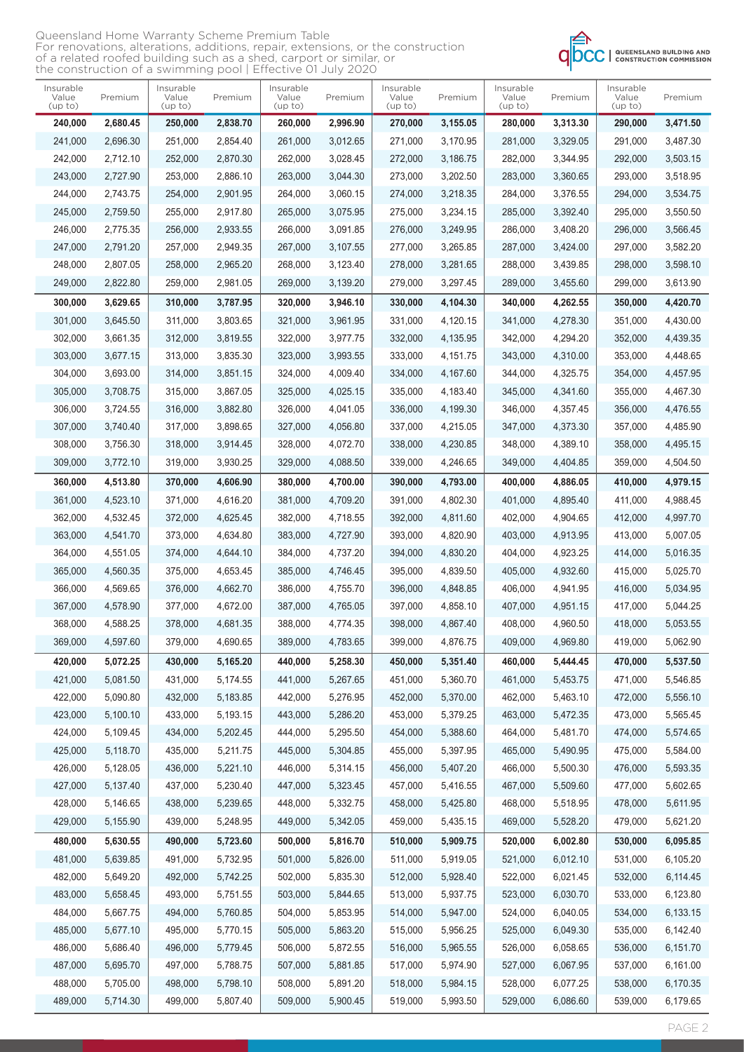Queensland Home Warranty Scheme Premium Table
For renovations, alterations, additions, repair, extensions, or the construction of a related roofed building such as a shed, carport or similar, or the construction of a swimming pool | Effective 01 July 2020

QUEENSLAND BUILDING AND CONSTRUCTION COMMISSION

| Insurable Value (up to) | Premium | Insurable Value (up to) | Premium | Insurable Value (up to) | Premium | Insurable Value (up to) | Premium | Insurable Value (up to) | Premium | Insurable Value (up to) | Premium |
|---|---|---|---|---|---|---|---|---|---|---|---|
| **240,000** | **2,680.45** | **250,000** | **2,838.70** | **260,000** | **2,996.90** | **270,000** | **3,155.05** | **280,000** | **3,313.30** | **290,000** | **3,471.50** |
| 241,000 | 2,696.30 | 251,000 | 2,854.40 | 261,000 | 3,012.65 | 271,000 | 3,170.95 | 281,000 | 3,329.05 | 291,000 | 3,487.30 |
| 242,000 | 2,712.10 | 252,000 | 2,870.30 | 262,000 | 3,028.45 | 272,000 | 3,186.75 | 282,000 | 3,344.95 | 292,000 | 3,503.15 |
| 243,000 | 2,727.90 | 253,000 | 2,886.10 | 263,000 | 3,044.30 | 273,000 | 3,202.50 | 283,000 | 3,360.65 | 293,000 | 3,518.95 |
| 244,000 | 2,743.75 | 254,000 | 2,901.95 | 264,000 | 3,060.15 | 274,000 | 3,218.35 | 284,000 | 3,376.55 | 294,000 | 3,534.75 |
| 245,000 | 2,759.50 | 255,000 | 2,917.80 | 265,000 | 3,075.95 | 275,000 | 3,234.15 | 285,000 | 3,392.40 | 295,000 | 3,550.50 |
| 246,000 | 2,775.35 | 256,000 | 2,933.55 | 266,000 | 3,091.85 | 276,000 | 3,249.95 | 286,000 | 3,408.20 | 296,000 | 3,566.45 |
| 247,000 | 2,791.20 | 257,000 | 2,949.35 | 267,000 | 3,107.55 | 277,000 | 3,265.85 | 287,000 | 3,424.00 | 297,000 | 3,582.20 |
| 248,000 | 2,807.05 | 258,000 | 2,965.20 | 268,000 | 3,123.40 | 278,000 | 3,281.65 | 288,000 | 3,439.85 | 298,000 | 3,598.10 |
| 249,000 | 2,822.80 | 259,000 | 2,981.05 | 269,000 | 3,139.20 | 279,000 | 3,297.45 | 289,000 | 3,455.60 | 299,000 | 3,613.90 |
| **300,000** | **3,629.65** | **310,000** | **3,787.95** | **320,000** | **3,946.10** | **330,000** | **4,104.30** | **340,000** | **4,262.55** | **350,000** | **4,420.70** |
| 301,000 | 3,645.50 | 311,000 | 3,803.65 | 321,000 | 3,961.95 | 331,000 | 4,120.15 | 341,000 | 4,278.30 | 351,000 | 4,430.00 |
| 302,000 | 3,661.35 | 312,000 | 3,819.55 | 322,000 | 3,977.75 | 332,000 | 4,135.95 | 342,000 | 4,294.20 | 352,000 | 4,439.35 |
| 303,000 | 3,677.15 | 313,000 | 3,835.30 | 323,000 | 3,993.55 | 333,000 | 4,151.75 | 343,000 | 4,310.00 | 353,000 | 4,448.65 |
| 304,000 | 3,693.00 | 314,000 | 3,851.15 | 324,000 | 4,009.40 | 334,000 | 4,167.60 | 344,000 | 4,325.75 | 354,000 | 4,457.95 |
| 305,000 | 3,708.75 | 315,000 | 3,867.05 | 325,000 | 4,025.15 | 335,000 | 4,183.40 | 345,000 | 4,341.60 | 355,000 | 4,467.30 |
| 306,000 | 3,724.55 | 316,000 | 3,882.80 | 326,000 | 4,041.05 | 336,000 | 4,199.30 | 346,000 | 4,357.45 | 356,000 | 4,476.55 |
| 307,000 | 3,740.40 | 317,000 | 3,898.65 | 327,000 | 4,056.80 | 337,000 | 4,215.05 | 347,000 | 4,373.30 | 357,000 | 4,485.90 |
| 308,000 | 3,756.30 | 318,000 | 3,914.45 | 328,000 | 4,072.70 | 338,000 | 4,230.85 | 348,000 | 4,389.10 | 358,000 | 4,495.15 |
| 309,000 | 3,772.10 | 319,000 | 3,930.25 | 329,000 | 4,088.50 | 339,000 | 4,246.65 | 349,000 | 4,404.85 | 359,000 | 4,504.50 |
| **360,000** | **4,513.80** | **370,000** | **4,606.90** | **380,000** | **4,700.00** | **390,000** | **4,793.00** | **400,000** | **4,886.05** | **410,000** | **4,979.15** |
| 361,000 | 4,523.10 | 371,000 | 4,616.20 | 381,000 | 4,709.20 | 391,000 | 4,802.30 | 401,000 | 4,895.40 | 411,000 | 4,988.45 |
| 362,000 | 4,532.45 | 372,000 | 4,625.45 | 382,000 | 4,718.55 | 392,000 | 4,811.60 | 402,000 | 4,904.65 | 412,000 | 4,997.70 |
| 363,000 | 4,541.70 | 373,000 | 4,634.80 | 383,000 | 4,727.90 | 393,000 | 4,820.90 | 403,000 | 4,913.95 | 413,000 | 5,007.05 |
| 364,000 | 4,551.05 | 374,000 | 4,644.10 | 384,000 | 4,737.20 | 394,000 | 4,830.20 | 404,000 | 4,923.25 | 414,000 | 5,016.35 |
| 365,000 | 4,560.35 | 375,000 | 4,653.45 | 385,000 | 4,746.45 | 395,000 | 4,839.50 | 405,000 | 4,932.60 | 415,000 | 5,025.70 |
| 366,000 | 4,569.65 | 376,000 | 4,662.70 | 386,000 | 4,755.70 | 396,000 | 4,848.85 | 406,000 | 4,941.95 | 416,000 | 5,034.95 |
| 367,000 | 4,578.90 | 377,000 | 4,672.00 | 387,000 | 4,765.05 | 397,000 | 4,858.10 | 407,000 | 4,951.15 | 417,000 | 5,044.25 |
| 368,000 | 4,588.25 | 378,000 | 4,681.35 | 388,000 | 4,774.35 | 398,000 | 4,867.40 | 408,000 | 4,960.50 | 418,000 | 5,053.55 |
| 369,000 | 4,597.60 | 379,000 | 4,690.65 | 389,000 | 4,783.65 | 399,000 | 4,876.75 | 409,000 | 4,969.80 | 419,000 | 5,062.90 |
| **420,000** | **5,072.25** | **430,000** | **5,165.20** | **440,000** | **5,258.30** | **450,000** | **5,351.40** | **460,000** | **5,444.45** | **470,000** | **5,537.50** |
| 421,000 | 5,081.50 | 431,000 | 5,174.55 | 441,000 | 5,267.65 | 451,000 | 5,360.70 | 461,000 | 5,453.75 | 471,000 | 5,546.85 |
| 422,000 | 5,090.80 | 432,000 | 5,183.85 | 442,000 | 5,276.95 | 452,000 | 5,370.00 | 462,000 | 5,463.10 | 472,000 | 5,556.10 |
| 423,000 | 5,100.10 | 433,000 | 5,193.15 | 443,000 | 5,286.20 | 453,000 | 5,379.25 | 463,000 | 5,472.35 | 473,000 | 5,565.45 |
| 424,000 | 5,109.45 | 434,000 | 5,202.45 | 444,000 | 5,295.50 | 454,000 | 5,388.60 | 464,000 | 5,481.70 | 474,000 | 5,574.65 |
| 425,000 | 5,118.70 | 435,000 | 5,211.75 | 445,000 | 5,304.85 | 455,000 | 5,397.95 | 465,000 | 5,490.95 | 475,000 | 5,584.00 |
| 426,000 | 5,128.05 | 436,000 | 5,221.10 | 446,000 | 5,314.15 | 456,000 | 5,407.20 | 466,000 | 5,500.30 | 476,000 | 5,593.35 |
| 427,000 | 5,137.40 | 437,000 | 5,230.40 | 447,000 | 5,323.45 | 457,000 | 5,416.55 | 467,000 | 5,509.60 | 477,000 | 5,602.65 |
| 428,000 | 5,146.65 | 438,000 | 5,239.65 | 448,000 | 5,332.75 | 458,000 | 5,425.80 | 468,000 | 5,518.95 | 478,000 | 5,611.95 |
| 429,000 | 5,155.90 | 439,000 | 5,248.95 | 449,000 | 5,342.05 | 459,000 | 5,435.15 | 469,000 | 5,528.20 | 479,000 | 5,621.20 |
| **480,000** | **5,630.55** | **490,000** | **5,723.60** | **500,000** | **5,816.70** | **510,000** | **5,909.75** | **520,000** | **6,002.80** | **530,000** | **6,095.85** |
| 481,000 | 5,639.85 | 491,000 | 5,732.95 | 501,000 | 5,826.00 | 511,000 | 5,919.05 | 521,000 | 6,012.10 | 531,000 | 6,105.20 |
| 482,000 | 5,649.20 | 492,000 | 5,742.25 | 502,000 | 5,835.30 | 512,000 | 5,928.40 | 522,000 | 6,021.45 | 532,000 | 6,114.45 |
| 483,000 | 5,658.45 | 493,000 | 5,751.55 | 503,000 | 5,844.65 | 513,000 | 5,937.75 | 523,000 | 6,030.70 | 533,000 | 6,123.80 |
| 484,000 | 5,667.75 | 494,000 | 5,760.85 | 504,000 | 5,853.95 | 514,000 | 5,947.00 | 524,000 | 6,040.05 | 534,000 | 6,133.15 |
| 485,000 | 5,677.10 | 495,000 | 5,770.15 | 505,000 | 5,863.20 | 515,000 | 5,956.25 | 525,000 | 6,049.30 | 535,000 | 6,142.40 |
| 486,000 | 5,686.40 | 496,000 | 5,779.45 | 506,000 | 5,872.55 | 516,000 | 5,965.55 | 526,000 | 6,058.65 | 536,000 | 6,151.70 |
| 487,000 | 5,695.70 | 497,000 | 5,788.75 | 507,000 | 5,881.85 | 517,000 | 5,974.90 | 527,000 | 6,067.95 | 537,000 | 6,161.00 |
| 488,000 | 5,705.00 | 498,000 | 5,798.10 | 508,000 | 5,891.20 | 518,000 | 5,984.15 | 528,000 | 6,077.25 | 538,000 | 6,170.35 |
| 489,000 | 5,714.30 | 499,000 | 5,807.40 | 509,000 | 5,900.45 | 519,000 | 5,993.50 | 529,000 | 6,086.60 | 539,000 | 6,179.65 |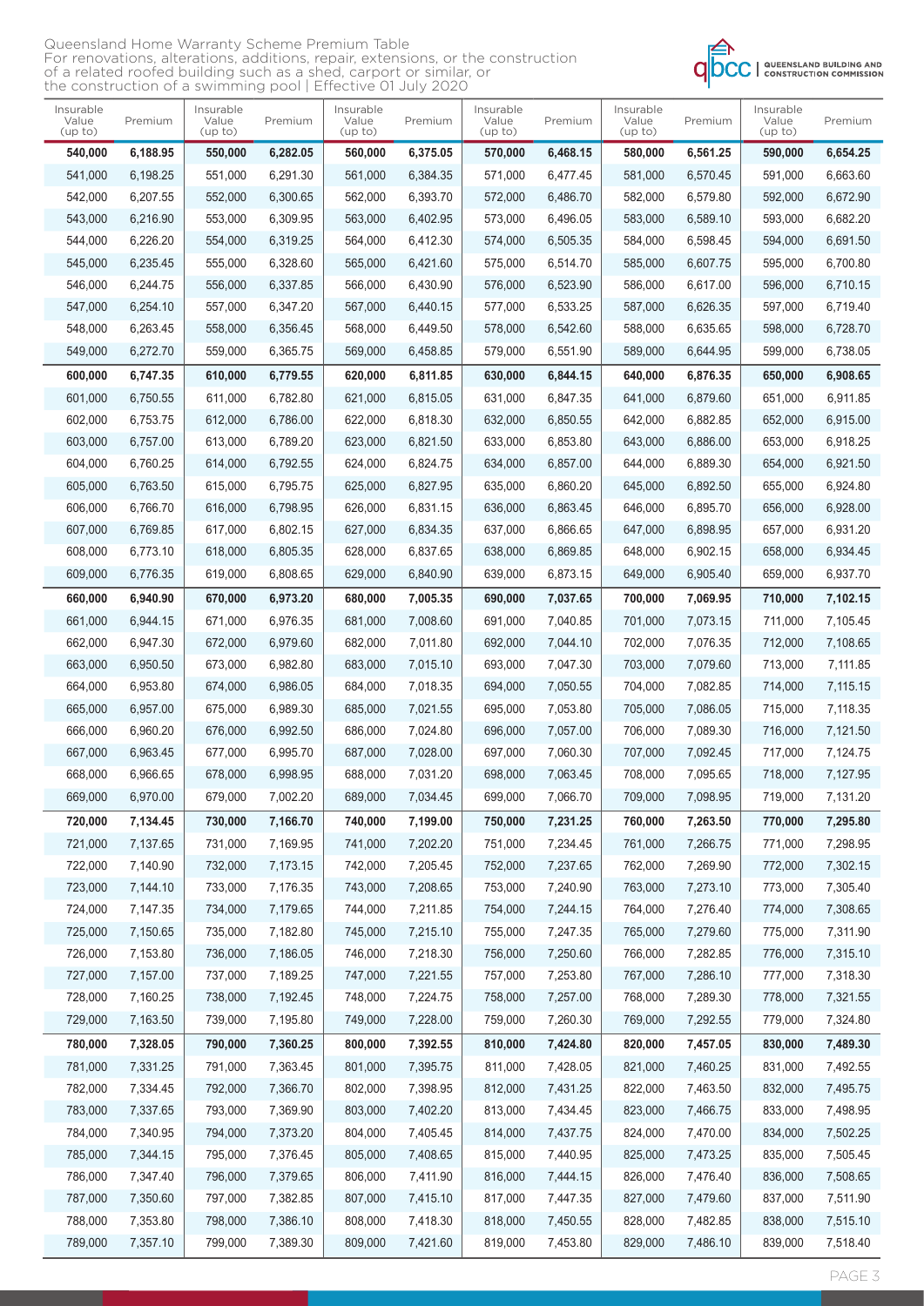Queensland Home Warranty Scheme Premium Table
For renovations, alterations, additions, repair, extensions, or the construction of a related roofed building such as a shed, carport or similar, or the construction of a swimming pool | Effective 01 July 2020

QBCC | QUEENSLAND BUILDING AND CONSTRUCTION COMMISSION

| Insurable Value (up to) | Premium | Insurable Value (up to) | Premium | Insurable Value (up to) | Premium | Insurable Value (up to) | Premium | Insurable Value (up to) | Premium | Insurable Value (up to) | Premium |
|---|---|---|---|---|---|---|---|---|---|---|---|
| **540,000** | **6,188.95** | **550,000** | **6,282.05** | **560,000** | **6,375.05** | **570,000** | **6,468.15** | **580,000** | **6,561.25** | **590,000** | **6,654.25** |
| 541,000 | 6,198.25 | 551,000 | 6,291.30 | 561,000 | 6,384.35 | 571,000 | 6,477.45 | 581,000 | 6,570.45 | 591,000 | 6,663.60 |
| 542,000 | 6,207.55 | 552,000 | 6,300.65 | 562,000 | 6,393.70 | 572,000 | 6,486.70 | 582,000 | 6,579.80 | 592,000 | 6,672.90 |
| 543,000 | 6,216.90 | 553,000 | 6,309.95 | 563,000 | 6,402.95 | 573,000 | 6,496.05 | 583,000 | 6,589.10 | 593,000 | 6,682.20 |
| 544,000 | 6,226.20 | 554,000 | 6,319.25 | 564,000 | 6,412.30 | 574,000 | 6,505.35 | 584,000 | 6,598.45 | 594,000 | 6,691.50 |
| 545,000 | 6,235.45 | 555,000 | 6,328.60 | 565,000 | 6,421.60 | 575,000 | 6,514.70 | 585,000 | 6,607.75 | 595,000 | 6,700.80 |
| 546,000 | 6,244.75 | 556,000 | 6,337.85 | 566,000 | 6,430.90 | 576,000 | 6,523.90 | 586,000 | 6,617.00 | 596,000 | 6,710.15 |
| 547,000 | 6,254.10 | 557,000 | 6,347.20 | 567,000 | 6,440.15 | 577,000 | 6,533.25 | 587,000 | 6,626.35 | 597,000 | 6,719.40 |
| 548,000 | 6,263.45 | 558,000 | 6,356.45 | 568,000 | 6,449.50 | 578,000 | 6,542.60 | 588,000 | 6,635.65 | 598,000 | 6,728.70 |
| 549,000 | 6,272.70 | 559,000 | 6,365.75 | 569,000 | 6,458.85 | 579,000 | 6,551.90 | 589,000 | 6,644.95 | 599,000 | 6,738.05 |
| **600,000** | **6,747.35** | **610,000** | **6,779.55** | **620,000** | **6,811.85** | **630,000** | **6,844.15** | **640,000** | **6,876.35** | **650,000** | **6,908.65** |
| 601,000 | 6,750.55 | 611,000 | 6,782.80 | 621,000 | 6,815.05 | 631,000 | 6,847.35 | 641,000 | 6,879.60 | 651,000 | 6,911.85 |
| 602,000 | 6,753.75 | 612,000 | 6,786.00 | 622,000 | 6,818.30 | 632,000 | 6,850.55 | 642,000 | 6,882.85 | 652,000 | 6,915.00 |
| 603,000 | 6,757.00 | 613,000 | 6,789.20 | 623,000 | 6,821.50 | 633,000 | 6,853.80 | 643,000 | 6,886.00 | 653,000 | 6,918.25 |
| 604,000 | 6,760.25 | 614,000 | 6,792.55 | 624,000 | 6,824.75 | 634,000 | 6,857.00 | 644,000 | 6,889.30 | 654,000 | 6,921.50 |
| 605,000 | 6,763.50 | 615,000 | 6,795.75 | 625,000 | 6,827.95 | 635,000 | 6,860.20 | 645,000 | 6,892.50 | 655,000 | 6,924.80 |
| 606,000 | 6,766.70 | 616,000 | 6,798.95 | 626,000 | 6,831.15 | 636,000 | 6,863.45 | 646,000 | 6,895.70 | 656,000 | 6,928.00 |
| 607,000 | 6,769.85 | 617,000 | 6,802.15 | 627,000 | 6,834.35 | 637,000 | 6,866.65 | 647,000 | 6,898.95 | 657,000 | 6,931.20 |
| 608,000 | 6,773.10 | 618,000 | 6,805.35 | 628,000 | 6,837.65 | 638,000 | 6,869.85 | 648,000 | 6,902.15 | 658,000 | 6,934.45 |
| 609,000 | 6,776.35 | 619,000 | 6,808.65 | 629,000 | 6,840.90 | 639,000 | 6,873.15 | 649,000 | 6,905.40 | 659,000 | 6,937.70 |
| **660,000** | **6,940.90** | **670,000** | **6,973.20** | **680,000** | **7,005.35** | **690,000** | **7,037.65** | **700,000** | **7,069.95** | **710,000** | **7,102.15** |
| 661,000 | 6,944.15 | 671,000 | 6,976.35 | 681,000 | 7,008.60 | 691,000 | 7,040.85 | 701,000 | 7,073.15 | 711,000 | 7,105.45 |
| 662,000 | 6,947.30 | 672,000 | 6,979.60 | 682,000 | 7,011.80 | 692,000 | 7,044.10 | 702,000 | 7,076.35 | 712,000 | 7,108.65 |
| 663,000 | 6,950.50 | 673,000 | 6,982.80 | 683,000 | 7,015.10 | 693,000 | 7,047.30 | 703,000 | 7,079.60 | 713,000 | 7,111.85 |
| 664,000 | 6,953.80 | 674,000 | 6,986.05 | 684,000 | 7,018.35 | 694,000 | 7,050.55 | 704,000 | 7,082.85 | 714,000 | 7,115.15 |
| 665,000 | 6,957.00 | 675,000 | 6,989.30 | 685,000 | 7,021.55 | 695,000 | 7,053.80 | 705,000 | 7,086.05 | 715,000 | 7,118.35 |
| 666,000 | 6,960.20 | 676,000 | 6,992.50 | 686,000 | 7,024.80 | 696,000 | 7,057.00 | 706,000 | 7,089.30 | 716,000 | 7,121.50 |
| 667,000 | 6,963.45 | 677,000 | 6,995.70 | 687,000 | 7,028.00 | 697,000 | 7,060.30 | 707,000 | 7,092.45 | 717,000 | 7,124.75 |
| 668,000 | 6,966.65 | 678,000 | 6,998.95 | 688,000 | 7,031.20 | 698,000 | 7,063.45 | 708,000 | 7,095.65 | 718,000 | 7,127.95 |
| 669,000 | 6,970.00 | 679,000 | 7,002.20 | 689,000 | 7,034.45 | 699,000 | 7,066.70 | 709,000 | 7,098.95 | 719,000 | 7,131.20 |
| **720,000** | **7,134.45** | **730,000** | **7,166.70** | **740,000** | **7,199.00** | **750,000** | **7,231.25** | **760,000** | **7,263.50** | **770,000** | **7,295.80** |
| 721,000 | 7,137.65 | 731,000 | 7,169.95 | 741,000 | 7,202.20 | 751,000 | 7,234.45 | 761,000 | 7,266.75 | 771,000 | 7,298.95 |
| 722,000 | 7,140.90 | 732,000 | 7,173.15 | 742,000 | 7,205.45 | 752,000 | 7,237.65 | 762,000 | 7,269.90 | 772,000 | 7,302.15 |
| 723,000 | 7,144.10 | 733,000 | 7,176.35 | 743,000 | 7,208.65 | 753,000 | 7,240.90 | 763,000 | 7,273.10 | 773,000 | 7,305.40 |
| 724,000 | 7,147.35 | 734,000 | 7,179.65 | 744,000 | 7,211.85 | 754,000 | 7,244.15 | 764,000 | 7,276.40 | 774,000 | 7,308.65 |
| 725,000 | 7,150.65 | 735,000 | 7,182.80 | 745,000 | 7,215.10 | 755,000 | 7,247.35 | 765,000 | 7,279.60 | 775,000 | 7,311.90 |
| 726,000 | 7,153.80 | 736,000 | 7,186.05 | 746,000 | 7,218.30 | 756,000 | 7,250.60 | 766,000 | 7,282.85 | 776,000 | 7,315.10 |
| 727,000 | 7,157.00 | 737,000 | 7,189.25 | 747,000 | 7,221.55 | 757,000 | 7,253.80 | 767,000 | 7,286.10 | 777,000 | 7,318.30 |
| 728,000 | 7,160.25 | 738,000 | 7,192.45 | 748,000 | 7,224.75 | 758,000 | 7,257.00 | 768,000 | 7,289.30 | 778,000 | 7,321.55 |
| 729,000 | 7,163.50 | 739,000 | 7,195.80 | 749,000 | 7,228.00 | 759,000 | 7,260.30 | 769,000 | 7,292.55 | 779,000 | 7,324.80 |
| **780,000** | **7,328.05** | **790,000** | **7,360.25** | **800,000** | **7,392.55** | **810,000** | **7,424.80** | **820,000** | **7,457.05** | **830,000** | **7,489.30** |
| 781,000 | 7,331.25 | 791,000 | 7,363.45 | 801,000 | 7,395.75 | 811,000 | 7,428.05 | 821,000 | 7,460.25 | 831,000 | 7,492.55 |
| 782,000 | 7,334.45 | 792,000 | 7,366.70 | 802,000 | 7,398.95 | 812,000 | 7,431.25 | 822,000 | 7,463.50 | 832,000 | 7,495.75 |
| 783,000 | 7,337.65 | 793,000 | 7,369.90 | 803,000 | 7,402.20 | 813,000 | 7,434.45 | 823,000 | 7,466.75 | 833,000 | 7,498.95 |
| 784,000 | 7,340.95 | 794,000 | 7,373.20 | 804,000 | 7,405.45 | 814,000 | 7,437.75 | 824,000 | 7,470.00 | 834,000 | 7,502.25 |
| 785,000 | 7,344.15 | 795,000 | 7,376.45 | 805,000 | 7,408.65 | 815,000 | 7,440.95 | 825,000 | 7,473.25 | 835,000 | 7,505.45 |
| 786,000 | 7,347.40 | 796,000 | 7,379.65 | 806,000 | 7,411.90 | 816,000 | 7,444.15 | 826,000 | 7,476.40 | 836,000 | 7,508.65 |
| 787,000 | 7,350.60 | 797,000 | 7,382.85 | 807,000 | 7,415.10 | 817,000 | 7,447.35 | 827,000 | 7,479.60 | 837,000 | 7,511.90 |
| 788,000 | 7,353.80 | 798,000 | 7,386.10 | 808,000 | 7,418.30 | 818,000 | 7,450.55 | 828,000 | 7,482.85 | 838,000 | 7,515.10 |
| 789,000 | 7,357.10 | 799,000 | 7,389.30 | 809,000 | 7,421.60 | 819,000 | 7,453.80 | 829,000 | 7,486.10 | 839,000 | 7,518.40 |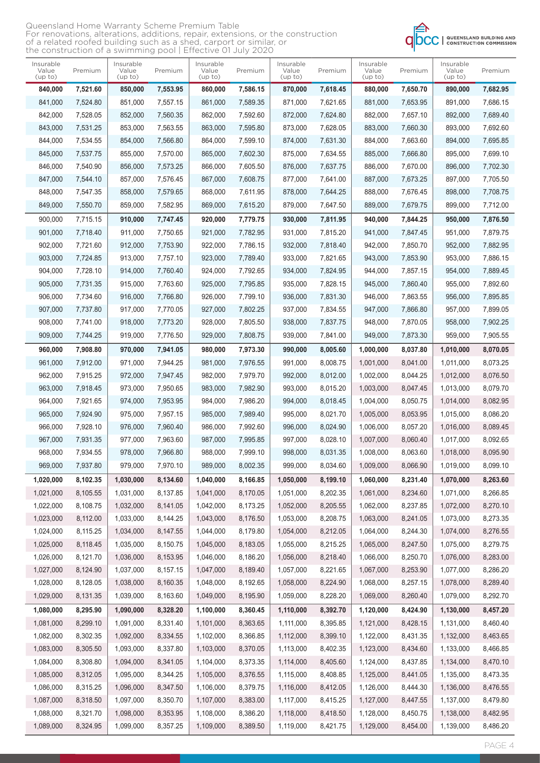Queensland Home Warranty Scheme Premium Table
For renovations, alterations, additions, repair, extensions, or the construction of a related roofed building such as a shed, carport or similar, or the construction of a swimming pool | Effective 01 July 2020

QBCC | QUEENSLAND BUILDING AND CONSTRUCTION COMMISSION

| Insurable Value (up to) | Premium | Insurable Value (up to) | Premium | Insurable Value (up to) | Premium | Insurable Value (up to) | Premium | Insurable Value (up to) | Premium | Insurable Value (up to) | Premium |
|---|---|---|---|---|---|---|---|---|---|---|---|
| **840,000** | **7,521.60** | **850,000** | **7,553.95** | **860,000** | **7,586.15** | **870,000** | **7,618.45** | **880,000** | **7,650.70** | **890,000** | **7,682.95** |
| 841,000 | 7,524.80 | 851,000 | 7,557.15 | 861,000 | 7,589.35 | 871,000 | 7,621.65 | 881,000 | 7,653.95 | 891,000 | 7,686.15 |
| 842,000 | 7,528.05 | 852,000 | 7,560.35 | 862,000 | 7,592.60 | 872,000 | 7,624.80 | 882,000 | 7,657.10 | 892,000 | 7,689.40 |
| 843,000 | 7,531.25 | 853,000 | 7,563.55 | 863,000 | 7,595.80 | 873,000 | 7,628.05 | 883,000 | 7,660.30 | 893,000 | 7,692.60 |
| 844,000 | 7,534.55 | 854,000 | 7,566.80 | 864,000 | 7,599.10 | 874,000 | 7,631.30 | 884,000 | 7,663.60 | 894,000 | 7,695.85 |
| 845,000 | 7,537.75 | 855,000 | 7,570.00 | 865,000 | 7,602.30 | 875,000 | 7,634.55 | 885,000 | 7,666.80 | 895,000 | 7,699.10 |
| 846,000 | 7,540.90 | 856,000 | 7,573.25 | 866,000 | 7,605.50 | 876,000 | 7,637.75 | 886,000 | 7,670.00 | 896,000 | 7,702.30 |
| 847,000 | 7,544.10 | 857,000 | 7,576.45 | 867,000 | 7,608.75 | 877,000 | 7,641.00 | 887,000 | 7,673.25 | 897,000 | 7,705.50 |
| 848,000 | 7,547.35 | 858,000 | 7,579.65 | 868,000 | 7,611.95 | 878,000 | 7,644.25 | 888,000 | 7,676.45 | 898,000 | 7,708.75 |
| 849,000 | 7,550.70 | 859,000 | 7,582.95 | 869,000 | 7,615.20 | 879,000 | 7,647.50 | 889,000 | 7,679.75 | 899,000 | 7,712.00 |
| 900,000 | 7,715.15 | **910,000** | **7,747.45** | 920,000 | 7,779.75 | **930,000** | **7,811.95** | 940,000 | **7,844.25** | **950,000** | **7,876.50** |
| 901,000 | 7,718.40 | 911,000 | 7,750.65 | 921,000 | 7,782.95 | 931,000 | 7,815.20 | 941,000 | 7,847.45 | 951,000 | 7,879.75 |
| 902,000 | 7,721.60 | 912,000 | 7,753.90 | 922,000 | 7,786.15 | 932,000 | 7,818.40 | 942,000 | 7,850.70 | 952,000 | 7,882.95 |
| 903,000 | 7,724.85 | 913,000 | 7,757.10 | 923,000 | 7,789.40 | 933,000 | 7,821.65 | 943,000 | 7,853.90 | 953,000 | 7,886.15 |
| 904,000 | 7,728.10 | 914,000 | 7,760.40 | 924,000 | 7,792.65 | 934,000 | 7,824.95 | 944,000 | 7,857.15 | 954,000 | 7,889.45 |
| 905,000 | 7,731.35 | 915,000 | 7,763.60 | 925,000 | 7,795.85 | 935,000 | 7,828.15 | 945,000 | 7,860.40 | 955,000 | 7,892.60 |
| 906,000 | 7,734.60 | 916,000 | 7,766.80 | 926,000 | 7,799.10 | 936,000 | 7,831.30 | 946,000 | 7,863.55 | 956,000 | 7,895.85 |
| 907,000 | 7,737.80 | 917,000 | 7,770.05 | 927,000 | 7,802.25 | 937,000 | 7,834.55 | 947,000 | 7,866.80 | 957,000 | 7,899.05 |
| 908,000 | 7,741.00 | 918,000 | 7,773.20 | 928,000 | 7,805.50 | 938,000 | 7,837.75 | 948,000 | 7,870.05 | 958,000 | 7,902.25 |
| 909,000 | 7,744.25 | 919,000 | 7,776.50 | 929,000 | 7,808.75 | 939,000 | 7,841.00 | 949,000 | 7,873.30 | 959,000 | 7,905.55 |
| **960,000** | **7,908.80** | **970,000** | **7,941.05** | **980,000** | **7,973.30** | **990,000** | **8,005.60** | **1,000,000** | **8,037.80** | **1,010,000** | **8,070.05** |
| 961,000 | 7,912.00 | 971,000 | 7,944.25 | 981,000 | 7,976.55 | 991,000 | 8,008.75 | 1,001,000 | 8,041.00 | 1,011,000 | 8,073.25 |
| 962,000 | 7,915.25 | 972,000 | 7,947.45 | 982,000 | 7,979.70 | 992,000 | 8,012.00 | 1,002,000 | 8,044.25 | 1,012,000 | 8,076.50 |
| 963,000 | 7,918.45 | 973,000 | 7,950.65 | 983,000 | 7,982.90 | 993,000 | 8,015.20 | 1,003,000 | 8,047.45 | 1,013,000 | 8,079.70 |
| 964,000 | 7,921.65 | 974,000 | 7,953.95 | 984,000 | 7,986.20 | 994,000 | 8,018.45 | 1,004,000 | 8,050.75 | 1,014,000 | 8,082.95 |
| 965,000 | 7,924.90 | 975,000 | 7,957.15 | 985,000 | 7,989.40 | 995,000 | 8,021.70 | 1,005,000 | 8,053.95 | 1,015,000 | 8,086.20 |
| 966,000 | 7,928.10 | 976,000 | 7,960.40 | 986,000 | 7,992.60 | 996,000 | 8,024.90 | 1,006,000 | 8,057.20 | 1,016,000 | 8,089.45 |
| 967,000 | 7,931.35 | 977,000 | 7,963.60 | 987,000 | 7,995.85 | 997,000 | 8,028.10 | 1,007,000 | 8,060.40 | 1,017,000 | 8,092.65 |
| 968,000 | 7,934.55 | 978,000 | 7,966.80 | 988,000 | 7,999.10 | 998,000 | 8,031.35 | 1,008,000 | 8,063.60 | 1,018,000 | 8,095.90 |
| 969,000 | 7,937.80 | 979,000 | 7,970.10 | 989,000 | 8,002.35 | 999,000 | 8,034.60 | 1,009,000 | 8,066.90 | 1,019,000 | 8,099.10 |
| **1,020,000** | **8,102.35** | **1,030,000** | **8,134.60** | **1,040,000** | **8,166.85** | **1,050,000** | **8,199.10** | **1,060,000** | **8,231.40** | **1,070,000** | **8,263.60** |
| 1,021,000 | 8,105.55 | 1,031,000 | 8,137.85 | 1,041,000 | 8,170.05 | 1,051,000 | 8,202.35 | 1,061,000 | 8,234.60 | 1,071,000 | 8,266.85 |
| 1,022,000 | 8,108.75 | 1,032,000 | 8,141.05 | 1,042,000 | 8,173.25 | 1,052,000 | 8,205.55 | 1,062,000 | 8,237.85 | 1,072,000 | 8,270.10 |
| 1,023,000 | 8,112.00 | 1,033,000 | 8,144.25 | 1,043,000 | 8,176.50 | 1,053,000 | 8,208.75 | 1,063,000 | 8,241.05 | 1,073,000 | 8,273.35 |
| 1,024,000 | 8,115.25 | 1,034,000 | 8,147.55 | 1,044,000 | 8,179.80 | 1,054,000 | 8,212.05 | 1,064,000 | 8,244.30 | 1,074,000 | 8,276.55 |
| 1,025,000 | 8,118.45 | 1,035,000 | 8,150.75 | 1,045,000 | 8,183.05 | 1,055,000 | 8,215.25 | 1,065,000 | 8,247.50 | 1,075,000 | 8,279.75 |
| 1,026,000 | 8,121.70 | 1,036,000 | 8,153.95 | 1,046,000 | 8,186.20 | 1,056,000 | 8,218.40 | 1,066,000 | 8,250.70 | 1,076,000 | 8,283.00 |
| 1,027,000 | 8,124.90 | 1,037,000 | 8,157.15 | 1,047,000 | 8,189.40 | 1,057,000 | 8,221.65 | 1,067,000 | 8,253.90 | 1,077,000 | 8,286.20 |
| 1,028,000 | 8,128.05 | 1,038,000 | 8,160.35 | 1,048,000 | 8,192.65 | 1,058,000 | 8,224.90 | 1,068,000 | 8,257.15 | 1,078,000 | 8,289.40 |
| 1,029,000 | 8,131.35 | 1,039,000 | 8,163.60 | 1,049,000 | 8,195.90 | 1,059,000 | 8,228.20 | 1,069,000 | 8,260.40 | 1,079,000 | 8,292.70 |
| **1,080,000** | **8,295.90** | **1,090,000** | **8,328.20** | **1,100,000** | **8,360.45** | **1,110,000** | **8,392.70** | **1,120,000** | **8,424.90** | **1,130,000** | **8,457.20** |
| 1,081,000 | 8,299.10 | 1,091,000 | 8,331.40 | 1,101,000 | 8,363.65 | 1,111,000 | 8,395.85 | 1,121,000 | 8,428.15 | 1,131,000 | 8,460.40 |
| 1,082,000 | 8,302.35 | 1,092,000 | 8,334.55 | 1,102,000 | 8,366.85 | 1,112,000 | 8,399.10 | 1,122,000 | 8,431.35 | 1,132,000 | 8,463.65 |
| 1,083,000 | 8,305.50 | 1,093,000 | 8,337.80 | 1,103,000 | 8,370.05 | 1,113,000 | 8,402.35 | 1,123,000 | 8,434.60 | 1,133,000 | 8,466.85 |
| 1,084,000 | 8,308.80 | 1,094,000 | 8,341.05 | 1,104,000 | 8,373.35 | 1,114,000 | 8,405.60 | 1,124,000 | 8,437.85 | 1,134,000 | 8,470.10 |
| 1,085,000 | 8,312.05 | 1,095,000 | 8,344.25 | 1,105,000 | 8,376.55 | 1,115,000 | 8,408.85 | 1,125,000 | 8,441.05 | 1,135,000 | 8,473.35 |
| 1,086,000 | 8,315.25 | 1,096,000 | 8,347.50 | 1,106,000 | 8,379.75 | 1,116,000 | 8,412.05 | 1,126,000 | 8,444.30 | 1,136,000 | 8,476.55 |
| 1,087,000 | 8,318.50 | 1,097,000 | 8,350.70 | 1,107,000 | 8,383.00 | 1,117,000 | 8,415.25 | 1,127,000 | 8,447.55 | 1,137,000 | 8,479.80 |
| 1,088,000 | 8,321.70 | 1,098,000 | 8,353.95 | 1,108,000 | 8,386.20 | 1,118,000 | 8,418.50 | 1,128,000 | 8,450.75 | 1,138,000 | 8,482.95 |
| 1,089,000 | 8,324.95 | 1,099,000 | 8,357.25 | 1,109,000 | 8,389.50 | 1,119,000 | 8,421.75 | 1,129,000 | 8,454.00 | 1,139,000 | 8,486.20 |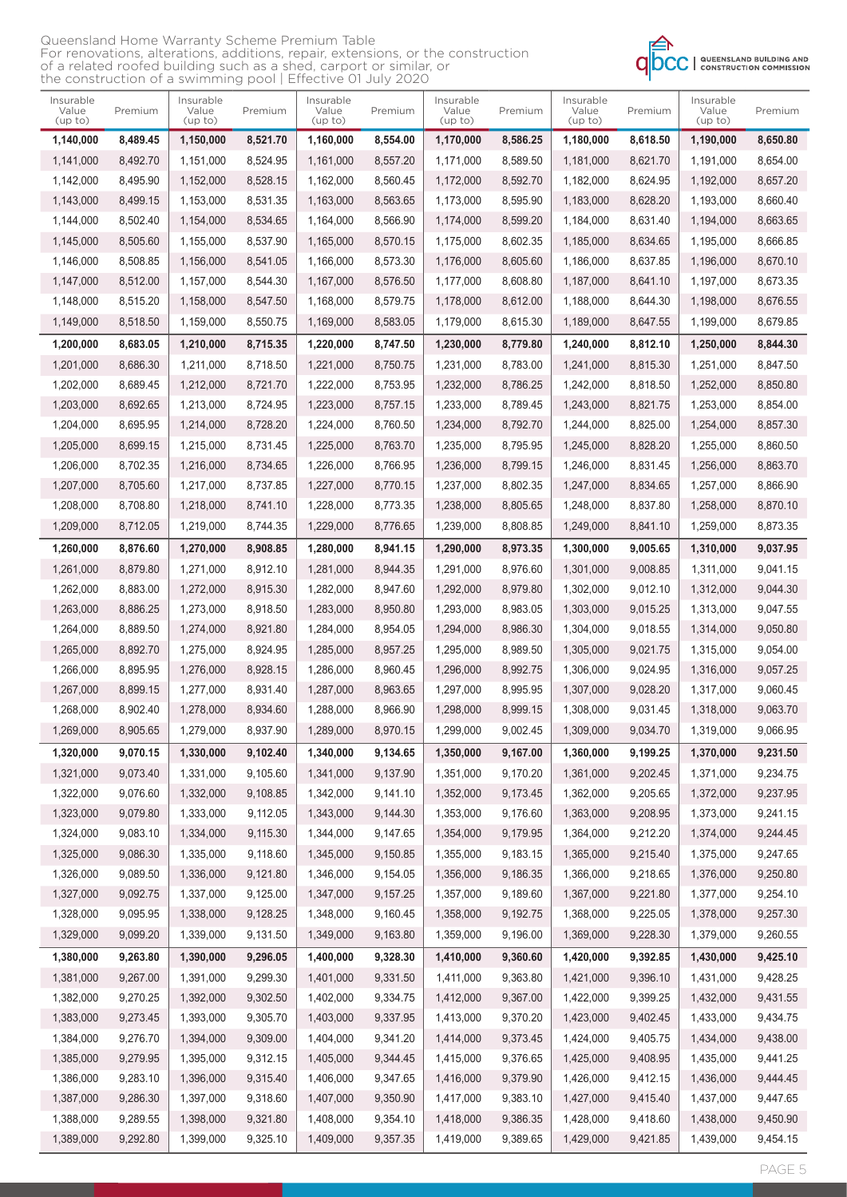Queensland Home Warranty Scheme Premium Table
For renovations, alterations, additions, repair, extensions, or the construction of a related roofed building such as a shed, carport or similar, or the construction of a swimming pool | Effective 01 July 2020

QUEENSLAND BUILDING AND CONSTRUCTION COMMISSION

| Insurable Value (up to) | Premium | Insurable Value (up to) | Premium | Insurable Value (up to) | Premium | Insurable Value (up to) | Premium | Insurable Value (up to) | Premium | Insurable Value (up to) | Premium |
|---|---|---|---|---|---|---|---|---|---|---|---|
| **1,140,000** | **8,489.45** | **1,150,000** | **8,521.70** | **1,160,000** | **8,554.00** | **1,170,000** | **8,586.25** | **1,180,000** | **8,618.50** | **1,190,000** | **8,650.80** |
| 1,141,000 | 8,492.70 | 1,151,000 | 8,524.95 | 1,161,000 | 8,557.20 | 1,171,000 | 8,589.50 | 1,181,000 | 8,621.70 | 1,191,000 | 8,654.00 |
| 1,142,000 | 8,495.90 | 1,152,000 | 8,528.15 | 1,162,000 | 8,560.45 | 1,172,000 | 8,592.70 | 1,182,000 | 8,624.95 | 1,192,000 | 8,657.20 |
| 1,143,000 | 8,499.15 | 1,153,000 | 8,531.35 | 1,163,000 | 8,563.65 | 1,173,000 | 8,595.90 | 1,183,000 | 8,628.20 | 1,193,000 | 8,660.40 |
| 1,144,000 | 8,502.40 | 1,154,000 | 8,534.65 | 1,164,000 | 8,566.90 | 1,174,000 | 8,599.20 | 1,184,000 | 8,631.40 | 1,194,000 | 8,663.65 |
| 1,145,000 | 8,505.60 | 1,155,000 | 8,537.90 | 1,165,000 | 8,570.15 | 1,175,000 | 8,602.35 | 1,185,000 | 8,634.65 | 1,195,000 | 8,666.85 |
| 1,146,000 | 8,508.85 | 1,156,000 | 8,541.05 | 1,166,000 | 8,573.30 | 1,176,000 | 8,605.60 | 1,186,000 | 8,637.85 | 1,196,000 | 8,670.10 |
| 1,147,000 | 8,512.00 | 1,157,000 | 8,544.30 | 1,167,000 | 8,576.50 | 1,177,000 | 8,608.80 | 1,187,000 | 8,641.10 | 1,197,000 | 8,673.35 |
| 1,148,000 | 8,515.20 | 1,158,000 | 8,547.50 | 1,168,000 | 8,579.75 | 1,178,000 | 8,612.00 | 1,188,000 | 8,644.30 | 1,198,000 | 8,676.55 |
| 1,149,000 | 8,518.50 | 1,159,000 | 8,550.75 | 1,169,000 | 8,583.05 | 1,179,000 | 8,615.30 | 1,189,000 | 8,647.55 | 1,199,000 | 8,679.85 |
| **1,200,000** | **8,683.05** | **1,210,000** | **8,715.35** | **1,220,000** | **8,747.50** | **1,230,000** | **8,779.80** | **1,240,000** | **8,812.10** | **1,250,000** | **8,844.30** |
| 1,201,000 | 8,686.30 | 1,211,000 | 8,718.50 | 1,221,000 | 8,750.75 | 1,231,000 | 8,783.00 | 1,241,000 | 8,815.30 | 1,251,000 | 8,847.50 |
| 1,202,000 | 8,689.45 | 1,212,000 | 8,721.70 | 1,222,000 | 8,753.95 | 1,232,000 | 8,786.25 | 1,242,000 | 8,818.50 | 1,252,000 | 8,850.80 |
| 1,203,000 | 8,692.65 | 1,213,000 | 8,724.95 | 1,223,000 | 8,757.15 | 1,233,000 | 8,789.45 | 1,243,000 | 8,821.75 | 1,253,000 | 8,854.00 |
| 1,204,000 | 8,695.95 | 1,214,000 | 8,728.20 | 1,224,000 | 8,760.50 | 1,234,000 | 8,792.70 | 1,244,000 | 8,825.00 | 1,254,000 | 8,857.30 |
| 1,205,000 | 8,699.15 | 1,215,000 | 8,731.45 | 1,225,000 | 8,763.70 | 1,235,000 | 8,795.95 | 1,245,000 | 8,828.20 | 1,255,000 | 8,860.50 |
| 1,206,000 | 8,702.35 | 1,216,000 | 8,734.65 | 1,226,000 | 8,766.95 | 1,236,000 | 8,799.15 | 1,246,000 | 8,831.45 | 1,256,000 | 8,863.70 |
| 1,207,000 | 8,705.60 | 1,217,000 | 8,737.85 | 1,227,000 | 8,770.15 | 1,237,000 | 8,802.35 | 1,247,000 | 8,834.65 | 1,257,000 | 8,866.90 |
| 1,208,000 | 8,708.80 | 1,218,000 | 8,741.10 | 1,228,000 | 8,773.35 | 1,238,000 | 8,805.65 | 1,248,000 | 8,837.80 | 1,258,000 | 8,870.10 |
| 1,209,000 | 8,712.05 | 1,219,000 | 8,744.35 | 1,229,000 | 8,776.65 | 1,239,000 | 8,808.85 | 1,249,000 | 8,841.10 | 1,259,000 | 8,873.35 |
| **1,260,000** | **8,876.60** | **1,270,000** | **8,908.85** | **1,280,000** | **8,941.15** | **1,290,000** | **8,973.35** | **1,300,000** | **9,005.65** | **1,310,000** | **9,037.95** |
| 1,261,000 | 8,879.80 | 1,271,000 | 8,912.10 | 1,281,000 | 8,944.35 | 1,291,000 | 8,976.60 | 1,301,000 | 9,008.85 | 1,311,000 | 9,041.15 |
| 1,262,000 | 8,883.00 | 1,272,000 | 8,915.30 | 1,282,000 | 8,947.60 | 1,292,000 | 8,979.80 | 1,302,000 | 9,012.10 | 1,312,000 | 9,044.30 |
| 1,263,000 | 8,886.25 | 1,273,000 | 8,918.50 | 1,283,000 | 8,950.80 | 1,293,000 | 8,983.05 | 1,303,000 | 9,015.25 | 1,313,000 | 9,047.55 |
| 1,264,000 | 8,889.50 | 1,274,000 | 8,921.80 | 1,284,000 | 8,954.05 | 1,294,000 | 8,986.30 | 1,304,000 | 9,018.55 | 1,314,000 | 9,050.80 |
| 1,265,000 | 8,892.70 | 1,275,000 | 8,924.95 | 1,285,000 | 8,957.25 | 1,295,000 | 8,989.50 | 1,305,000 | 9,021.75 | 1,315,000 | 9,054.00 |
| 1,266,000 | 8,895.95 | 1,276,000 | 8,928.15 | 1,286,000 | 8,960.45 | 1,296,000 | 8,992.75 | 1,306,000 | 9,024.95 | 1,316,000 | 9,057.25 |
| 1,267,000 | 8,899.15 | 1,277,000 | 8,931.40 | 1,287,000 | 8,963.65 | 1,297,000 | 8,995.95 | 1,307,000 | 9,028.20 | 1,317,000 | 9,060.45 |
| 1,268,000 | 8,902.40 | 1,278,000 | 8,934.60 | 1,288,000 | 8,966.90 | 1,298,000 | 8,999.15 | 1,308,000 | 9,031.45 | 1,318,000 | 9,063.70 |
| 1,269,000 | 8,905.65 | 1,279,000 | 8,937.90 | 1,289,000 | 8,970.15 | 1,299,000 | 9,002.45 | 1,309,000 | 9,034.70 | 1,319,000 | 9,066.95 |
| **1,320,000** | **9,070.15** | **1,330,000** | **9,102.40** | **1,340,000** | **9,134.65** | **1,350,000** | **9,167.00** | **1,360,000** | **9,199.25** | **1,370,000** | **9,231.50** |
| 1,321,000 | 9,073.40 | 1,331,000 | 9,105.60 | 1,341,000 | 9,137.90 | 1,351,000 | 9,170.20 | 1,361,000 | 9,202.45 | 1,371,000 | 9,234.75 |
| 1,322,000 | 9,076.60 | 1,332,000 | 9,108.85 | 1,342,000 | 9,141.10 | 1,352,000 | 9,173.45 | 1,362,000 | 9,205.65 | 1,372,000 | 9,237.95 |
| 1,323,000 | 9,079.80 | 1,333,000 | 9,112.05 | 1,343,000 | 9,144.30 | 1,353,000 | 9,176.60 | 1,363,000 | 9,208.95 | 1,373,000 | 9,241.15 |
| 1,324,000 | 9,083.10 | 1,334,000 | 9,115.30 | 1,344,000 | 9,147.65 | 1,354,000 | 9,179.95 | 1,364,000 | 9,212.20 | 1,374,000 | 9,244.45 |
| 1,325,000 | 9,086.30 | 1,335,000 | 9,118.60 | 1,345,000 | 9,150.85 | 1,355,000 | 9,183.15 | 1,365,000 | 9,215.40 | 1,375,000 | 9,247.65 |
| 1,326,000 | 9,089.50 | 1,336,000 | 9,121.80 | 1,346,000 | 9,154.05 | 1,356,000 | 9,186.35 | 1,366,000 | 9,218.65 | 1,376,000 | 9,250.80 |
| 1,327,000 | 9,092.75 | 1,337,000 | 9,125.00 | 1,347,000 | 9,157.25 | 1,357,000 | 9,189.60 | 1,367,000 | 9,221.80 | 1,377,000 | 9,254.10 |
| 1,328,000 | 9,095.95 | 1,338,000 | 9,128.25 | 1,348,000 | 9,160.45 | 1,358,000 | 9,192.75 | 1,368,000 | 9,225.05 | 1,378,000 | 9,257.30 |
| 1,329,000 | 9,099.20 | 1,339,000 | 9,131.50 | 1,349,000 | 9,163.80 | 1,359,000 | 9,196.00 | 1,369,000 | 9,228.30 | 1,379,000 | 9,260.55 |
| **1,380,000** | **9,263.80** | **1,390,000** | **9,296.05** | **1,400,000** | **9,328.30** | **1,410,000** | **9,360.60** | **1,420,000** | **9,392.85** | **1,430,000** | **9,425.10** |
| 1,381,000 | 9,267.00 | 1,391,000 | 9,299.30 | 1,401,000 | 9,331.50 | 1,411,000 | 9,363.80 | 1,421,000 | 9,396.10 | 1,431,000 | 9,428.25 |
| 1,382,000 | 9,270.25 | 1,392,000 | 9,302.50 | 1,402,000 | 9,334.75 | 1,412,000 | 9,367.00 | 1,422,000 | 9,399.25 | 1,432,000 | 9,431.55 |
| 1,383,000 | 9,273.45 | 1,393,000 | 9,305.70 | 1,403,000 | 9,337.95 | 1,413,000 | 9,370.20 | 1,423,000 | 9,402.45 | 1,433,000 | 9,434.75 |
| 1,384,000 | 9,276.70 | 1,394,000 | 9,309.00 | 1,404,000 | 9,341.20 | 1,414,000 | 9,373.45 | 1,424,000 | 9,405.75 | 1,434,000 | 9,438.00 |
| 1,385,000 | 9,279.95 | 1,395,000 | 9,312.15 | 1,405,000 | 9,344.45 | 1,415,000 | 9,376.65 | 1,425,000 | 9,408.95 | 1,435,000 | 9,441.25 |
| 1,386,000 | 9,283.10 | 1,396,000 | 9,315.40 | 1,406,000 | 9,347.65 | 1,416,000 | 9,379.90 | 1,426,000 | 9,412.15 | 1,436,000 | 9,444.45 |
| 1,387,000 | 9,286.30 | 1,397,000 | 9,318.60 | 1,407,000 | 9,350.90 | 1,417,000 | 9,383.10 | 1,427,000 | 9,415.40 | 1,437,000 | 9,447.65 |
| 1,388,000 | 9,289.55 | 1,398,000 | 9,321.80 | 1,408,000 | 9,354.10 | 1,418,000 | 9,386.35 | 1,428,000 | 9,418.60 | 1,438,000 | 9,450.90 |
| 1,389,000 | 9,292.80 | 1,399,000 | 9,325.10 | 1,409,000 | 9,357.35 | 1,419,000 | 9,389.65 | 1,429,000 | 9,421.85 | 1,439,000 | 9,454.15 |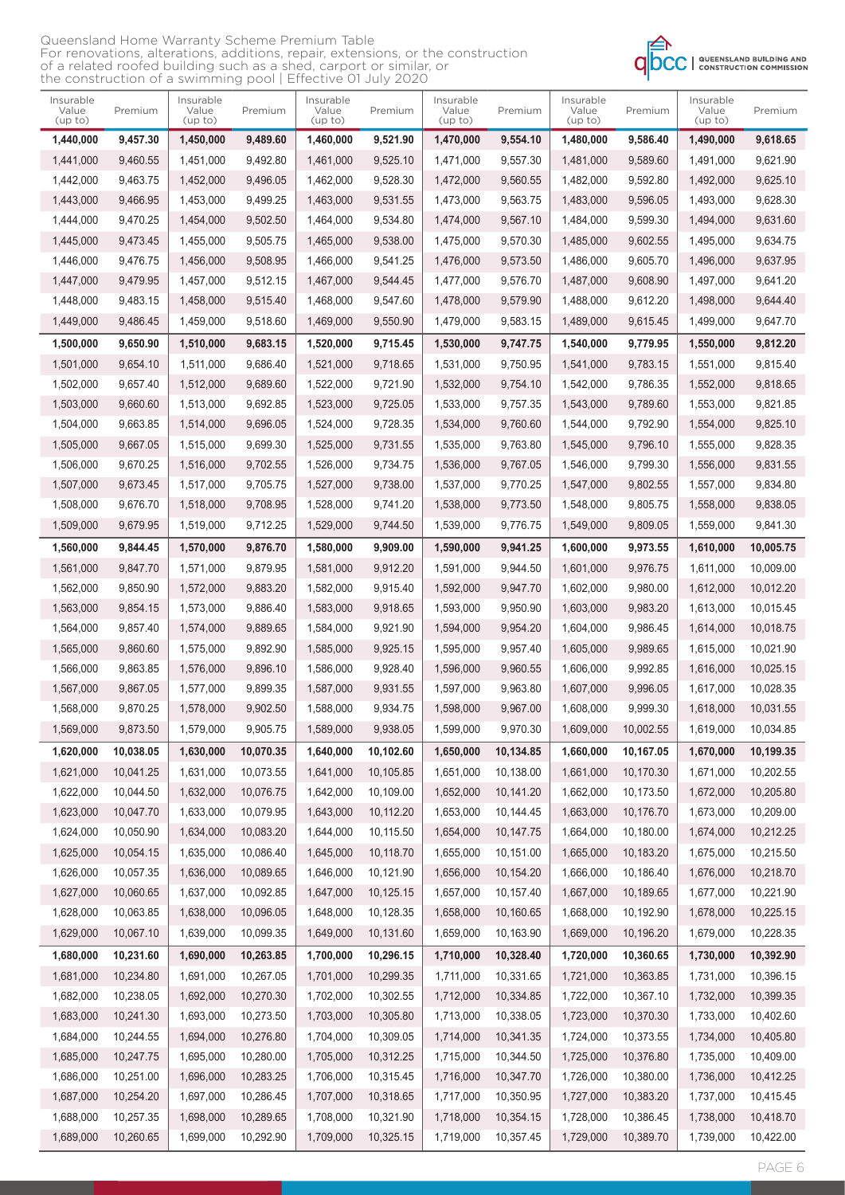Queensland Home Warranty Scheme Premium Table
For renovations, alterations, additions, repair, extensions, or the construction of a related roofed building such as a shed, carport or similar, or the construction of a swimming pool | Effective 01 July 2020

| Insurable Value (up to) | Premium | Insurable Value (up to) | Premium | Insurable Value (up to) | Premium | Insurable Value (up to) | Premium | Insurable Value (up to) | Premium | Insurable Value (up to) | Premium |
|---|---|---|---|---|---|---|---|---|---|---|---|
| **1,440,000** | **9,457.30** | **1,450,000** | **9,489.60** | **1,460,000** | **9,521.90** | **1,470,000** | **9,554.10** | **1,480,000** | **9,586.40** | **1,490,000** | **9,618.65** |
| 1,441,000 | 9,460.55 | 1,451,000 | 9,492.80 | 1,461,000 | 9,525.10 | 1,471,000 | 9,557.30 | 1,481,000 | 9,589.60 | 1,491,000 | 9,621.90 |
| 1,442,000 | 9,463.75 | 1,452,000 | 9,496.05 | 1,462,000 | 9,528.30 | 1,472,000 | 9,560.55 | 1,482,000 | 9,592.80 | 1,492,000 | 9,625.10 |
| 1,443,000 | 9,466.95 | 1,453,000 | 9,499.25 | 1,463,000 | 9,531.55 | 1,473,000 | 9,563.75 | 1,483,000 | 9,596.05 | 1,493,000 | 9,628.30 |
| 1,444,000 | 9,470.25 | 1,454,000 | 9,502.50 | 1,464,000 | 9,534.80 | 1,474,000 | 9,567.10 | 1,484,000 | 9,599.30 | 1,494,000 | 9,631.60 |
| 1,445,000 | 9,473.45 | 1,455,000 | 9,505.75 | 1,465,000 | 9,538.00 | 1,475,000 | 9,570.30 | 1,485,000 | 9,602.55 | 1,495,000 | 9,634.75 |
| 1,446,000 | 9,476.75 | 1,456,000 | 9,508.95 | 1,466,000 | 9,541.25 | 1,476,000 | 9,573.50 | 1,486,000 | 9,605.70 | 1,496,000 | 9,637.95 |
| 1,447,000 | 9,479.95 | 1,457,000 | 9,512.15 | 1,467,000 | 9,544.45 | 1,477,000 | 9,576.70 | 1,487,000 | 9,608.90 | 1,497,000 | 9,641.20 |
| 1,448,000 | 9,483.15 | 1,458,000 | 9,515.40 | 1,468,000 | 9,547.60 | 1,478,000 | 9,579.90 | 1,488,000 | 9,612.20 | 1,498,000 | 9,644.40 |
| 1,449,000 | 9,486.45 | 1,459,000 | 9,518.60 | 1,469,000 | 9,550.90 | 1,479,000 | 9,583.15 | 1,489,000 | 9,615.45 | 1,499,000 | 9,647.70 |
| **1,500,000** | **9,650.90** | **1,510,000** | **9,683.15** | **1,520,000** | **9,715.45** | **1,530,000** | **9,747.75** | **1,540,000** | **9,779.95** | **1,550,000** | **9,812.20** |
| 1,501,000 | 9,654.10 | 1,511,000 | 9,686.40 | 1,521,000 | 9,718.65 | 1,531,000 | 9,750.95 | 1,541,000 | 9,783.15 | 1,551,000 | 9,815.40 |
| 1,502,000 | 9,657.40 | 1,512,000 | 9,689.60 | 1,522,000 | 9,721.90 | 1,532,000 | 9,754.10 | 1,542,000 | 9,786.35 | 1,552,000 | 9,818.65 |
| 1,503,000 | 9,660.60 | 1,513,000 | 9,692.85 | 1,523,000 | 9,725.05 | 1,533,000 | 9,757.35 | 1,543,000 | 9,789.60 | 1,553,000 | 9,821.85 |
| 1,504,000 | 9,663.85 | 1,514,000 | 9,696.05 | 1,524,000 | 9,728.35 | 1,534,000 | 9,760.60 | 1,544,000 | 9,792.90 | 1,554,000 | 9,825.10 |
| 1,505,000 | 9,667.05 | 1,515,000 | 9,699.30 | 1,525,000 | 9,731.55 | 1,535,000 | 9,763.80 | 1,545,000 | 9,796.10 | 1,555,000 | 9,828.35 |
| 1,506,000 | 9,670.25 | 1,516,000 | 9,702.55 | 1,526,000 | 9,734.75 | 1,536,000 | 9,767.05 | 1,546,000 | 9,799.30 | 1,556,000 | 9,831.55 |
| 1,507,000 | 9,673.45 | 1,517,000 | 9,705.75 | 1,527,000 | 9,738.00 | 1,537,000 | 9,770.25 | 1,547,000 | 9,802.55 | 1,557,000 | 9,834.80 |
| 1,508,000 | 9,676.70 | 1,518,000 | 9,708.95 | 1,528,000 | 9,741.20 | 1,538,000 | 9,773.50 | 1,548,000 | 9,805.75 | 1,558,000 | 9,838.05 |
| 1,509,000 | 9,679.95 | 1,519,000 | 9,712.25 | 1,529,000 | 9,744.50 | 1,539,000 | 9,776.75 | 1,549,000 | 9,809.05 | 1,559,000 | 9,841.30 |
| **1,560,000** | **9,844.45** | **1,570,000** | **9,876.70** | **1,580,000** | **9,909.00** | **1,590,000** | **9,941.25** | **1,600,000** | **9,973.55** | **1,610,000** | **10,005.75** |
| 1,561,000 | 9,847.70 | 1,571,000 | 9,879.95 | 1,581,000 | 9,912.20 | 1,591,000 | 9,944.50 | 1,601,000 | 9,976.75 | 1,611,000 | 10,009.00 |
| 1,562,000 | 9,850.90 | 1,572,000 | 9,883.20 | 1,582,000 | 9,915.40 | 1,592,000 | 9,947.70 | 1,602,000 | 9,980.00 | 1,612,000 | 10,012.20 |
| 1,563,000 | 9,854.15 | 1,573,000 | 9,886.40 | 1,583,000 | 9,918.65 | 1,593,000 | 9,950.90 | 1,603,000 | 9,983.20 | 1,613,000 | 10,015.45 |
| 1,564,000 | 9,857.40 | 1,574,000 | 9,889.65 | 1,584,000 | 9,921.90 | 1,594,000 | 9,954.20 | 1,604,000 | 9,986.45 | 1,614,000 | 10,018.75 |
| 1,565,000 | 9,860.60 | 1,575,000 | 9,892.90 | 1,585,000 | 9,925.15 | 1,595,000 | 9,957.40 | 1,605,000 | 9,989.65 | 1,615,000 | 10,021.90 |
| 1,566,000 | 9,863.85 | 1,576,000 | 9,896.10 | 1,586,000 | 9,928.40 | 1,596,000 | 9,960.55 | 1,606,000 | 9,992.85 | 1,616,000 | 10,025.15 |
| 1,567,000 | 9,867.05 | 1,577,000 | 9,899.35 | 1,587,000 | 9,931.55 | 1,597,000 | 9,963.80 | 1,607,000 | 9,996.05 | 1,617,000 | 10,028.35 |
| 1,568,000 | 9,870.25 | 1,578,000 | 9,902.50 | 1,588,000 | 9,934.75 | 1,598,000 | 9,967.00 | 1,608,000 | 9,999.30 | 1,618,000 | 10,031.55 |
| 1,569,000 | 9,873.50 | 1,579,000 | 9,905.75 | 1,589,000 | 9,938.05 | 1,599,000 | 9,970.30 | 1,609,000 | 10,002.55 | 1,619,000 | 10,034.85 |
| **1,620,000** | **10,038.05** | **1,630,000** | **10,070.35** | **1,640,000** | **10,102.60** | **1,650,000** | **10,134.85** | **1,660,000** | **10,167.05** | **1,670,000** | **10,199.35** |
| 1,621,000 | 10,041.25 | 1,631,000 | 10,073.55 | 1,641,000 | 10,105.85 | 1,651,000 | 10,138.00 | 1,661,000 | 10,170.30 | 1,671,000 | 10,202.55 |
| 1,622,000 | 10,044.50 | 1,632,000 | 10,076.75 | 1,642,000 | 10,109.00 | 1,652,000 | 10,141.20 | 1,662,000 | 10,173.50 | 1,672,000 | 10,205.80 |
| 1,623,000 | 10,047.70 | 1,633,000 | 10,079.95 | 1,643,000 | 10,112.20 | 1,653,000 | 10,144.45 | 1,663,000 | 10,176.70 | 1,673,000 | 10,209.00 |
| 1,624,000 | 10,050.90 | 1,634,000 | 10,083.20 | 1,644,000 | 10,115.50 | 1,654,000 | 10,147.75 | 1,664,000 | 10,180.00 | 1,674,000 | 10,212.25 |
| 1,625,000 | 10,054.15 | 1,635,000 | 10,086.40 | 1,645,000 | 10,118.70 | 1,655,000 | 10,151.00 | 1,665,000 | 10,183.20 | 1,675,000 | 10,215.50 |
| 1,626,000 | 10,057.35 | 1,636,000 | 10,089.65 | 1,646,000 | 10,121.90 | 1,656,000 | 10,154.20 | 1,666,000 | 10,186.40 | 1,676,000 | 10,218.70 |
| 1,627,000 | 10,060.65 | 1,637,000 | 10,092.85 | 1,647,000 | 10,125.15 | 1,657,000 | 10,157.40 | 1,667,000 | 10,189.65 | 1,677,000 | 10,221.90 |
| 1,628,000 | 10,063.85 | 1,638,000 | 10,096.05 | 1,648,000 | 10,128.35 | 1,658,000 | 10,160.65 | 1,668,000 | 10,192.90 | 1,678,000 | 10,225.15 |
| 1,629,000 | 10,067.10 | 1,639,000 | 10,099.35 | 1,649,000 | 10,131.60 | 1,659,000 | 10,163.90 | 1,669,000 | 10,196.20 | 1,679,000 | 10,228.35 |
| **1,680,000** | **10,231.60** | **1,690,000** | **10,263.85** | **1,700,000** | **10,296.15** | **1,710,000** | **10,328.40** | **1,720,000** | **10,360.65** | **1,730,000** | **10,392.90** |
| 1,681,000 | 10,234.80 | 1,691,000 | 10,267.05 | 1,701,000 | 10,299.35 | 1,711,000 | 10,331.65 | 1,721,000 | 10,363.85 | 1,731,000 | 10,396.15 |
| 1,682,000 | 10,238.05 | 1,692,000 | 10,270.30 | 1,702,000 | 10,302.55 | 1,712,000 | 10,334.85 | 1,722,000 | 10,367.10 | 1,732,000 | 10,399.35 |
| 1,683,000 | 10,241.30 | 1,693,000 | 10,273.50 | 1,703,000 | 10,305.80 | 1,713,000 | 10,338.05 | 1,723,000 | 10,370.30 | 1,733,000 | 10,402.60 |
| 1,684,000 | 10,244.55 | 1,694,000 | 10,276.80 | 1,704,000 | 10,309.05 | 1,714,000 | 10,341.35 | 1,724,000 | 10,373.55 | 1,734,000 | 10,405.80 |
| 1,685,000 | 10,247.75 | 1,695,000 | 10,280.00 | 1,705,000 | 10,312.25 | 1,715,000 | 10,344.50 | 1,725,000 | 10,376.80 | 1,735,000 | 10,409.00 |
| 1,686,000 | 10,251.00 | 1,696,000 | 10,283.25 | 1,706,000 | 10,315.45 | 1,716,000 | 10,347.70 | 1,726,000 | 10,380.00 | 1,736,000 | 10,412.25 |
| 1,687,000 | 10,254.20 | 1,697,000 | 10,286.45 | 1,707,000 | 10,318.65 | 1,717,000 | 10,350.95 | 1,727,000 | 10,383.20 | 1,737,000 | 10,415.45 |
| 1,688,000 | 10,257.35 | 1,698,000 | 10,289.65 | 1,708,000 | 10,321.90 | 1,718,000 | 10,354.15 | 1,728,000 | 10,386.45 | 1,738,000 | 10,418.70 |
| 1,689,000 | 10,260.65 | 1,699,000 | 10,292.90 | 1,709,000 | 10,325.15 | 1,719,000 | 10,357.45 | 1,729,000 | 10,389.70 | 1,739,000 | 10,422.00 |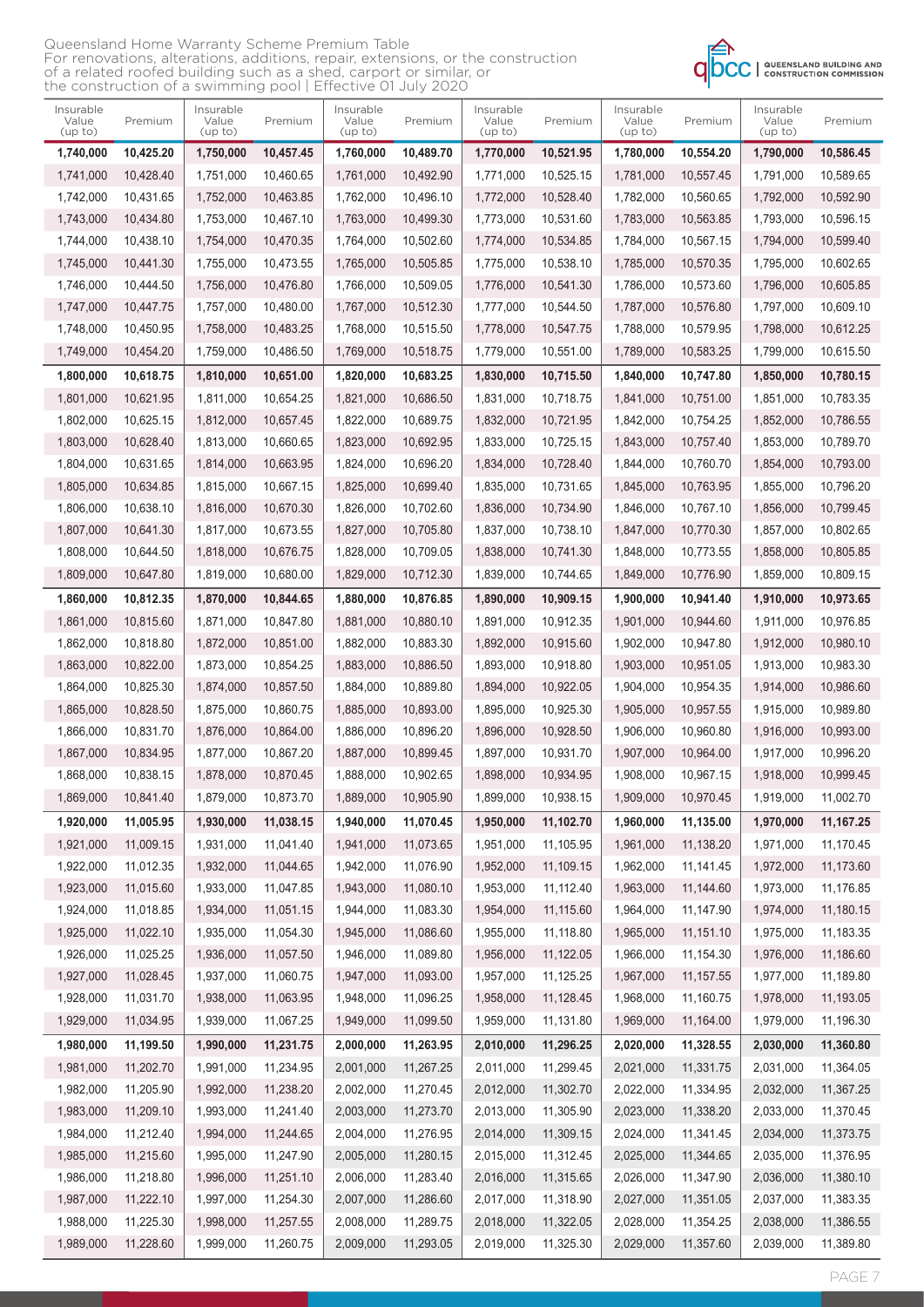Queensland Home Warranty Scheme Premium Table
For renovations, alterations, additions, repair, extensions, or the construction of a related roofed building such as a shed, carport or similar, or the construction of a swimming pool | Effective 01 July 2020

QBCC | QUEENSLAND BUILDING AND CONSTRUCTION COMMISSION

| Insurable Value (up to) | Premium | Insurable Value (up to) | Premium | Insurable Value (up to) | Premium | Insurable Value (up to) | Premium | Insurable Value (up to) | Premium | Insurable Value (up to) | Premium |
|---|---|---|---|---|---|---|---|---|---|---|---|
| **1,740,000** | **10,425.20** | **1,750,000** | **10,457.45** | **1,760,000** | **10,489.70** | **1,770,000** | **10,521.95** | **1,780,000** | **10,554.20** | **1,790,000** | **10,586.45** |
| 1,741,000 | 10,428.40 | 1,751,000 | 10,460.65 | 1,761,000 | 10,492.90 | 1,771,000 | 10,525.15 | 1,781,000 | 10,557.45 | 1,791,000 | 10,589.65 |
| 1,742,000 | 10,431.65 | 1,752,000 | 10,463.85 | 1,762,000 | 10,496.10 | 1,772,000 | 10,528.40 | 1,782,000 | 10,560.65 | 1,792,000 | 10,592.90 |
| 1,743,000 | 10,434.80 | 1,753,000 | 10,467.10 | 1,763,000 | 10,499.30 | 1,773,000 | 10,531.60 | 1,783,000 | 10,563.85 | 1,793,000 | 10,596.15 |
| 1,744,000 | 10,438.10 | 1,754,000 | 10,470.35 | 1,764,000 | 10,502.60 | 1,774,000 | 10,534.85 | 1,784,000 | 10,567.15 | 1,794,000 | 10,599.40 |
| 1,745,000 | 10,441.30 | 1,755,000 | 10,473.55 | 1,765,000 | 10,505.85 | 1,775,000 | 10,538.10 | 1,785,000 | 10,570.35 | 1,795,000 | 10,602.65 |
| 1,746,000 | 10,444.50 | 1,756,000 | 10,476.80 | 1,766,000 | 10,509.05 | 1,776,000 | 10,541.30 | 1,786,000 | 10,573.60 | 1,796,000 | 10,605.85 |
| 1,747,000 | 10,447.75 | 1,757,000 | 10,480.00 | 1,767,000 | 10,512.30 | 1,777,000 | 10,544.50 | 1,787,000 | 10,576.80 | 1,797,000 | 10,609.10 |
| 1,748,000 | 10,450.95 | 1,758,000 | 10,483.25 | 1,768,000 | 10,515.50 | 1,778,000 | 10,547.75 | 1,788,000 | 10,579.95 | 1,798,000 | 10,612.25 |
| 1,749,000 | 10,454.20 | 1,759,000 | 10,486.50 | 1,769,000 | 10,518.75 | 1,779,000 | 10,551.00 | 1,789,000 | 10,583.25 | 1,799,000 | 10,615.50 |
| **1,800,000** | **10,618.75** | **1,810,000** | **10,651.00** | **1,820,000** | **10,683.25** | **1,830,000** | **10,715.50** | **1,840,000** | **10,747.80** | **1,850,000** | **10,780.15** |
| 1,801,000 | 10,621.95 | 1,811,000 | 10,654.25 | 1,821,000 | 10,686.50 | 1,831,000 | 10,718.75 | 1,841,000 | 10,751.00 | 1,851,000 | 10,783.35 |
| 1,802,000 | 10,625.15 | 1,812,000 | 10,657.45 | 1,822,000 | 10,689.75 | 1,832,000 | 10,721.95 | 1,842,000 | 10,754.25 | 1,852,000 | 10,786.55 |
| 1,803,000 | 10,628.40 | 1,813,000 | 10,660.65 | 1,823,000 | 10,692.95 | 1,833,000 | 10,725.15 | 1,843,000 | 10,757.40 | 1,853,000 | 10,789.70 |
| 1,804,000 | 10,631.65 | 1,814,000 | 10,663.95 | 1,824,000 | 10,696.20 | 1,834,000 | 10,728.40 | 1,844,000 | 10,760.70 | 1,854,000 | 10,793.00 |
| 1,805,000 | 10,634.85 | 1,815,000 | 10,667.15 | 1,825,000 | 10,699.40 | 1,835,000 | 10,731.65 | 1,845,000 | 10,763.95 | 1,855,000 | 10,796.20 |
| 1,806,000 | 10,638.10 | 1,816,000 | 10,670.30 | 1,826,000 | 10,702.60 | 1,836,000 | 10,734.90 | 1,846,000 | 10,767.10 | 1,856,000 | 10,799.45 |
| 1,807,000 | 10,641.30 | 1,817,000 | 10,673.55 | 1,827,000 | 10,705.80 | 1,837,000 | 10,738.10 | 1,847,000 | 10,770.30 | 1,857,000 | 10,802.65 |
| 1,808,000 | 10,644.50 | 1,818,000 | 10,676.75 | 1,828,000 | 10,709.05 | 1,838,000 | 10,741.30 | 1,848,000 | 10,773.55 | 1,858,000 | 10,805.85 |
| 1,809,000 | 10,647.80 | 1,819,000 | 10,680.00 | 1,829,000 | 10,712.30 | 1,839,000 | 10,744.65 | 1,849,000 | 10,776.90 | 1,859,000 | 10,809.15 |
| **1,860,000** | **10,812.35** | **1,870,000** | **10,844.65** | **1,880,000** | **10,876.85** | **1,890,000** | **10,909.15** | **1,900,000** | **10,941.40** | **1,910,000** | **10,973.65** |
| 1,861,000 | 10,815.60 | 1,871,000 | 10,847.80 | 1,881,000 | 10,880.10 | 1,891,000 | 10,912.35 | 1,901,000 | 10,944.60 | 1,911,000 | 10,976.85 |
| 1,862,000 | 10,818.80 | 1,872,000 | 10,851.00 | 1,882,000 | 10,883.30 | 1,892,000 | 10,915.60 | 1,902,000 | 10,947.80 | 1,912,000 | 10,980.10 |
| 1,863,000 | 10,822.00 | 1,873,000 | 10,854.25 | 1,883,000 | 10,886.50 | 1,893,000 | 10,918.80 | 1,903,000 | 10,951.05 | 1,913,000 | 10,983.30 |
| 1,864,000 | 10,825.30 | 1,874,000 | 10,857.50 | 1,884,000 | 10,889.80 | 1,894,000 | 10,922.05 | 1,904,000 | 10,954.35 | 1,914,000 | 10,986.60 |
| 1,865,000 | 10,828.50 | 1,875,000 | 10,860.75 | 1,885,000 | 10,893.00 | 1,895,000 | 10,925.30 | 1,905,000 | 10,957.55 | 1,915,000 | 10,989.80 |
| 1,866,000 | 10,831.70 | 1,876,000 | 10,864.00 | 1,886,000 | 10,896.20 | 1,896,000 | 10,928.50 | 1,906,000 | 10,960.80 | 1,916,000 | 10,993.00 |
| 1,867,000 | 10,834.95 | 1,877,000 | 10,867.20 | 1,887,000 | 10,899.45 | 1,897,000 | 10,931.70 | 1,907,000 | 10,964.00 | 1,917,000 | 10,996.20 |
| 1,868,000 | 10,838.15 | 1,878,000 | 10,870.45 | 1,888,000 | 10,902.65 | 1,898,000 | 10,934.95 | 1,908,000 | 10,967.15 | 1,918,000 | 10,999.45 |
| 1,869,000 | 10,841.40 | 1,879,000 | 10,873.70 | 1,889,000 | 10,905.90 | 1,899,000 | 10,938.15 | 1,909,000 | 10,970.45 | 1,919,000 | 11,002.70 |
| **1,920,000** | **11,005.95** | **1,930,000** | **11,038.15** | **1,940,000** | **11,070.45** | **1,950,000** | **11,102.70** | **1,960,000** | **11,135.00** | **1,970,000** | **11,167.25** |
| 1,921,000 | 11,009.15 | 1,931,000 | 11,041.40 | 1,941,000 | 11,073.65 | 1,951,000 | 11,105.95 | 1,961,000 | 11,138.20 | 1,971,000 | 11,170.45 |
| 1,922,000 | 11,012.35 | 1,932,000 | 11,044.65 | 1,942,000 | 11,076.90 | 1,952,000 | 11,109.15 | 1,962,000 | 11,141.45 | 1,972,000 | 11,173.60 |
| 1,923,000 | 11,015.60 | 1,933,000 | 11,047.85 | 1,943,000 | 11,080.10 | 1,953,000 | 11,112.40 | 1,963,000 | 11,144.60 | 1,973,000 | 11,176.85 |
| 1,924,000 | 11,018.85 | 1,934,000 | 11,051.15 | 1,944,000 | 11,083.30 | 1,954,000 | 11,115.60 | 1,964,000 | 11,147.90 | 1,974,000 | 11,180.15 |
| 1,925,000 | 11,022.10 | 1,935,000 | 11,054.30 | 1,945,000 | 11,086.60 | 1,955,000 | 11,118.80 | 1,965,000 | 11,151.10 | 1,975,000 | 11,183.35 |
| 1,926,000 | 11,025.25 | 1,936,000 | 11,057.50 | 1,946,000 | 11,089.80 | 1,956,000 | 11,122.05 | 1,966,000 | 11,154.30 | 1,976,000 | 11,186.60 |
| 1,927,000 | 11,028.45 | 1,937,000 | 11,060.75 | 1,947,000 | 11,093.00 | 1,957,000 | 11,125.25 | 1,967,000 | 11,157.55 | 1,977,000 | 11,189.80 |
| 1,928,000 | 11,031.70 | 1,938,000 | 11,063.95 | 1,948,000 | 11,096.25 | 1,958,000 | 11,128.45 | 1,968,000 | 11,160.75 | 1,978,000 | 11,193.05 |
| 1,929,000 | 11,034.95 | 1,939,000 | 11,067.25 | 1,949,000 | 11,099.50 | 1,959,000 | 11,131.80 | 1,969,000 | 11,164.00 | 1,979,000 | 11,196.30 |
| **1,980,000** | **11,199.50** | **1,990,000** | **11,231.75** | **2,000,000** | **11,263.95** | **2,010,000** | **11,296.25** | **2,020,000** | **11,328.55** | **2,030,000** | **11,360.80** |
| 1,981,000 | 11,202.70 | 1,991,000 | 11,234.95 | 2,001,000 | 11,267.25 | 2,011,000 | 11,299.45 | 2,021,000 | 11,331.75 | 2,031,000 | 11,364.05 |
| 1,982,000 | 11,205.90 | 1,992,000 | 11,238.20 | 2,002,000 | 11,270.45 | 2,012,000 | 11,302.70 | 2,022,000 | 11,334.95 | 2,032,000 | 11,367.25 |
| 1,983,000 | 11,209.10 | 1,993,000 | 11,241.40 | 2,003,000 | 11,273.70 | 2,013,000 | 11,305.90 | 2,023,000 | 11,338.20 | 2,033,000 | 11,370.45 |
| 1,984,000 | 11,212.40 | 1,994,000 | 11,244.65 | 2,004,000 | 11,276.95 | 2,014,000 | 11,309.15 | 2,024,000 | 11,341.45 | 2,034,000 | 11,373.75 |
| 1,985,000 | 11,215.60 | 1,995,000 | 11,247.90 | 2,005,000 | 11,280.15 | 2,015,000 | 11,312.45 | 2,025,000 | 11,344.65 | 2,035,000 | 11,376.95 |
| 1,986,000 | 11,218.80 | 1,996,000 | 11,251.10 | 2,006,000 | 11,283.40 | 2,016,000 | 11,315.65 | 2,026,000 | 11,347.90 | 2,036,000 | 11,380.10 |
| 1,987,000 | 11,222.10 | 1,997,000 | 11,254.30 | 2,007,000 | 11,286.60 | 2,017,000 | 11,318.90 | 2,027,000 | 11,351.05 | 2,037,000 | 11,383.35 |
| 1,988,000 | 11,225.30 | 1,998,000 | 11,257.55 | 2,008,000 | 11,289.75 | 2,018,000 | 11,322.05 | 2,028,000 | 11,354.25 | 2,038,000 | 11,386.55 |
| 1,989,000 | 11,228.60 | 1,999,000 | 11,260.75 | 2,009,000 | 11,293.05 | 2,019,000 | 11,325.30 | 2,029,000 | 11,357.60 | 2,039,000 | 11,389.80 |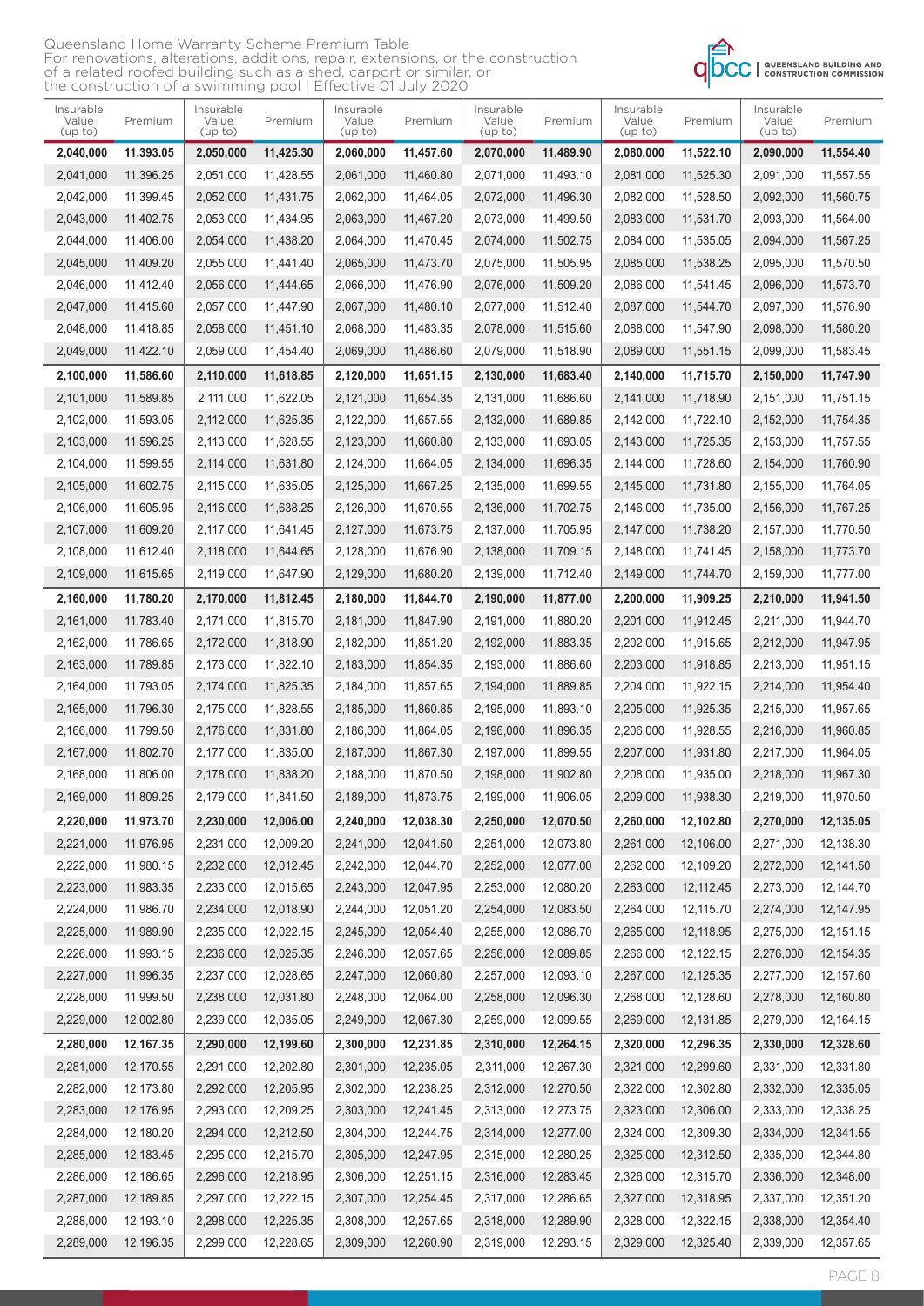Queensland Home Warranty Scheme Premium Table
For renovations, alterations, additions, repair, extensions, or the construction of a related roofed building such as a shed, carport or similar, or the construction of a swimming pool | Effective 01 July 2020

| Insurable Value (up to) | Premium | Insurable Value (up to) | Premium | Insurable Value (up to) | Premium | Insurable Value (up to) | Premium | Insurable Value (up to) | Premium | Insurable Value (up to) | Premium |
|---|---|---|---|---|---|---|---|---|---|---|---|
| **2,040,000** | **11,393.05** | **2,050,000** | **11,425.30** | **2,060,000** | **11,457.60** | **2,070,000** | **11,489.90** | **2,080,000** | **11,522.10** | **2,090,000** | **11,554.40** |
| 2,041,000 | 11,396.25 | 2,051,000 | 11,428.55 | 2,061,000 | 11,460.80 | 2,071,000 | 11,493.10 | 2,081,000 | 11,525.30 | 2,091,000 | 11,557.55 |
| 2,042,000 | 11,399.45 | 2,052,000 | 11,431.75 | 2,062,000 | 11,464.05 | 2,072,000 | 11,496.30 | 2,082,000 | 11,528.50 | 2,092,000 | 11,560.75 |
| 2,043,000 | 11,402.75 | 2,053,000 | 11,434.95 | 2,063,000 | 11,467.20 | 2,073,000 | 11,499.50 | 2,083,000 | 11,531.70 | 2,093,000 | 11,564.00 |
| 2,044,000 | 11,406.00 | 2,054,000 | 11,438.20 | 2,064,000 | 11,470.45 | 2,074,000 | 11,502.75 | 2,084,000 | 11,535.05 | 2,094,000 | 11,567.25 |
| 2,045,000 | 11,409.20 | 2,055,000 | 11,441.40 | 2,065,000 | 11,473.70 | 2,075,000 | 11,505.95 | 2,085,000 | 11,538.25 | 2,095,000 | 11,570.50 |
| 2,046,000 | 11,412.40 | 2,056,000 | 11,444.65 | 2,066,000 | 11,476.90 | 2,076,000 | 11,509.20 | 2,086,000 | 11,541.45 | 2,096,000 | 11,573.70 |
| 2,047,000 | 11,415.60 | 2,057,000 | 11,447.90 | 2,067,000 | 11,480.10 | 2,077,000 | 11,512.40 | 2,087,000 | 11,544.70 | 2,097,000 | 11,576.90 |
| 2,048,000 | 11,418.85 | 2,058,000 | 11,451.10 | 2,068,000 | 11,483.35 | 2,078,000 | 11,515.60 | 2,088,000 | 11,547.90 | 2,098,000 | 11,580.20 |
| 2,049,000 | 11,422.10 | 2,059,000 | 11,454.40 | 2,069,000 | 11,486.60 | 2,079,000 | 11,518.90 | 2,089,000 | 11,551.15 | 2,099,000 | 11,583.45 |
| **2,100,000** | **11,586.60** | **2,110,000** | **11,618.85** | **2,120,000** | **11,651.15** | **2,130,000** | **11,683.40** | **2,140,000** | **11,715.70** | **2,150,000** | **11,747.90** |
| 2,101,000 | 11,589.85 | 2,111,000 | 11,622.05 | 2,121,000 | 11,654.35 | 2,131,000 | 11,686.60 | 2,141,000 | 11,718.90 | 2,151,000 | 11,751.15 |
| 2,102,000 | 11,593.05 | 2,112,000 | 11,625.35 | 2,122,000 | 11,657.55 | 2,132,000 | 11,689.85 | 2,142,000 | 11,722.10 | 2,152,000 | 11,754.35 |
| 2,103,000 | 11,596.25 | 2,113,000 | 11,628.55 | 2,123,000 | 11,660.80 | 2,133,000 | 11,693.05 | 2,143,000 | 11,725.35 | 2,153,000 | 11,757.55 |
| 2,104,000 | 11,599.55 | 2,114,000 | 11,631.80 | 2,124,000 | 11,664.05 | 2,134,000 | 11,696.35 | 2,144,000 | 11,728.60 | 2,154,000 | 11,760.90 |
| 2,105,000 | 11,602.75 | 2,115,000 | 11,635.05 | 2,125,000 | 11,667.25 | 2,135,000 | 11,699.55 | 2,145,000 | 11,731.80 | 2,155,000 | 11,764.05 |
| 2,106,000 | 11,605.95 | 2,116,000 | 11,638.25 | 2,126,000 | 11,670.55 | 2,136,000 | 11,702.75 | 2,146,000 | 11,735.00 | 2,156,000 | 11,767.25 |
| 2,107,000 | 11,609.20 | 2,117,000 | 11,641.45 | 2,127,000 | 11,673.75 | 2,137,000 | 11,705.95 | 2,147,000 | 11,738.20 | 2,157,000 | 11,770.50 |
| 2,108,000 | 11,612.40 | 2,118,000 | 11,644.65 | 2,128,000 | 11,676.90 | 2,138,000 | 11,709.15 | 2,148,000 | 11,741.45 | 2,158,000 | 11,773.70 |
| 2,109,000 | 11,615.65 | 2,119,000 | 11,647.90 | 2,129,000 | 11,680.20 | 2,139,000 | 11,712.40 | 2,149,000 | 11,744.70 | 2,159,000 | 11,777.00 |
| **2,160,000** | **11,780.20** | **2,170,000** | **11,812.45** | **2,180,000** | **11,844.70** | **2,190,000** | **11,877.00** | **2,200,000** | **11,909.25** | **2,210,000** | **11,941.50** |
| 2,161,000 | 11,783.40 | 2,171,000 | 11,815.70 | 2,181,000 | 11,847.90 | 2,191,000 | 11,880.20 | 2,201,000 | 11,912.45 | 2,211,000 | 11,944.70 |
| 2,162,000 | 11,786.65 | 2,172,000 | 11,818.90 | 2,182,000 | 11,851.20 | 2,192,000 | 11,883.35 | 2,202,000 | 11,915.65 | 2,212,000 | 11,947.95 |
| 2,163,000 | 11,789.85 | 2,173,000 | 11,822.10 | 2,183,000 | 11,854.35 | 2,193,000 | 11,886.60 | 2,203,000 | 11,918.85 | 2,213,000 | 11,951.15 |
| 2,164,000 | 11,793.05 | 2,174,000 | 11,825.35 | 2,184,000 | 11,857.65 | 2,194,000 | 11,889.85 | 2,204,000 | 11,922.15 | 2,214,000 | 11,954.40 |
| 2,165,000 | 11,796.30 | 2,175,000 | 11,828.55 | 2,185,000 | 11,860.85 | 2,195,000 | 11,893.10 | 2,205,000 | 11,925.35 | 2,215,000 | 11,957.65 |
| 2,166,000 | 11,799.50 | 2,176,000 | 11,831.80 | 2,186,000 | 11,864.05 | 2,196,000 | 11,896.35 | 2,206,000 | 11,928.55 | 2,216,000 | 11,960.85 |
| 2,167,000 | 11,802.70 | 2,177,000 | 11,835.00 | 2,187,000 | 11,867.30 | 2,197,000 | 11,899.55 | 2,207,000 | 11,931.80 | 2,217,000 | 11,964.05 |
| 2,168,000 | 11,806.00 | 2,178,000 | 11,838.20 | 2,188,000 | 11,870.50 | 2,198,000 | 11,902.80 | 2,208,000 | 11,935.00 | 2,218,000 | 11,967.30 |
| 2,169,000 | 11,809.25 | 2,179,000 | 11,841.50 | 2,189,000 | 11,873.75 | 2,199,000 | 11,906.05 | 2,209,000 | 11,938.30 | 2,219,000 | 11,970.50 |
| **2,220,000** | **11,973.70** | **2,230,000** | **12,006.00** | **2,240,000** | **12,038.30** | **2,250,000** | **12,070.50** | **2,260,000** | **12,102.80** | **2,270,000** | **12,135.05** |
| 2,221,000 | 11,976.95 | 2,231,000 | 12,009.20 | 2,241,000 | 12,041.50 | 2,251,000 | 12,073.80 | 2,261,000 | 12,106.00 | 2,271,000 | 12,138.30 |
| 2,222,000 | 11,980.15 | 2,232,000 | 12,012.45 | 2,242,000 | 12,044.70 | 2,252,000 | 12,077.00 | 2,262,000 | 12,109.20 | 2,272,000 | 12,141.50 |
| 2,223,000 | 11,983.35 | 2,233,000 | 12,015.65 | 2,243,000 | 12,047.95 | 2,253,000 | 12,080.20 | 2,263,000 | 12,112.45 | 2,273,000 | 12,144.70 |
| 2,224,000 | 11,986.70 | 2,234,000 | 12,018.90 | 2,244,000 | 12,051.20 | 2,254,000 | 12,083.50 | 2,264,000 | 12,115.70 | 2,274,000 | 12,147.95 |
| 2,225,000 | 11,989.90 | 2,235,000 | 12,022.15 | 2,245,000 | 12,054.40 | 2,255,000 | 12,086.70 | 2,265,000 | 12,118.95 | 2,275,000 | 12,151.15 |
| 2,226,000 | 11,993.15 | 2,236,000 | 12,025.35 | 2,246,000 | 12,057.65 | 2,256,000 | 12,089.85 | 2,266,000 | 12,122.15 | 2,276,000 | 12,154.35 |
| 2,227,000 | 11,996.35 | 2,237,000 | 12,028.65 | 2,247,000 | 12,060.80 | 2,257,000 | 12,093.10 | 2,267,000 | 12,125.35 | 2,277,000 | 12,157.60 |
| 2,228,000 | 11,999.50 | 2,238,000 | 12,031.80 | 2,248,000 | 12,064.00 | 2,258,000 | 12,096.30 | 2,268,000 | 12,128.60 | 2,278,000 | 12,160.80 |
| 2,229,000 | 12,002.80 | 2,239,000 | 12,035.05 | 2,249,000 | 12,067.30 | 2,259,000 | 12,099.55 | 2,269,000 | 12,131.85 | 2,279,000 | 12,164.15 |
| **2,280,000** | **12,167.35** | **2,290,000** | **12,199.60** | **2,300,000** | **12,231.85** | **2,310,000** | **12,264.15** | **2,320,000** | **12,296.35** | **2,330,000** | **12,328.60** |
| 2,281,000 | 12,170.55 | 2,291,000 | 12,202.80 | 2,301,000 | 12,235.05 | 2,311,000 | 12,267.30 | 2,321,000 | 12,299.60 | 2,331,000 | 12,331.80 |
| 2,282,000 | 12,173.80 | 2,292,000 | 12,205.95 | 2,302,000 | 12,238.25 | 2,312,000 | 12,270.50 | 2,322,000 | 12,302.80 | 2,332,000 | 12,335.05 |
| 2,283,000 | 12,176.95 | 2,293,000 | 12,209.25 | 2,303,000 | 12,241.45 | 2,313,000 | 12,273.75 | 2,323,000 | 12,306.00 | 2,333,000 | 12,338.25 |
| 2,284,000 | 12,180.20 | 2,294,000 | 12,212.50 | 2,304,000 | 12,244.75 | 2,314,000 | 12,277.00 | 2,324,000 | 12,309.30 | 2,334,000 | 12,341.55 |
| 2,285,000 | 12,183.45 | 2,295,000 | 12,215.70 | 2,305,000 | 12,247.95 | 2,315,000 | 12,280.25 | 2,325,000 | 12,312.50 | 2,335,000 | 12,344.80 |
| 2,286,000 | 12,186.65 | 2,296,000 | 12,218.95 | 2,306,000 | 12,251.15 | 2,316,000 | 12,283.45 | 2,326,000 | 12,315.70 | 2,336,000 | 12,348.00 |
| 2,287,000 | 12,189.85 | 2,297,000 | 12,222.15 | 2,307,000 | 12,254.45 | 2,317,000 | 12,286.65 | 2,327,000 | 12,318.95 | 2,337,000 | 12,351.20 |
| 2,288,000 | 12,193.10 | 2,298,000 | 12,225.35 | 2,308,000 | 12,257.65 | 2,318,000 | 12,289.90 | 2,328,000 | 12,322.15 | 2,338,000 | 12,354.40 |
| 2,289,000 | 12,196.35 | 2,299,000 | 12,228.65 | 2,309,000 | 12,260.90 | 2,319,000 | 12,293.15 | 2,329,000 | 12,325.40 | 2,339,000 | 12,357.65 |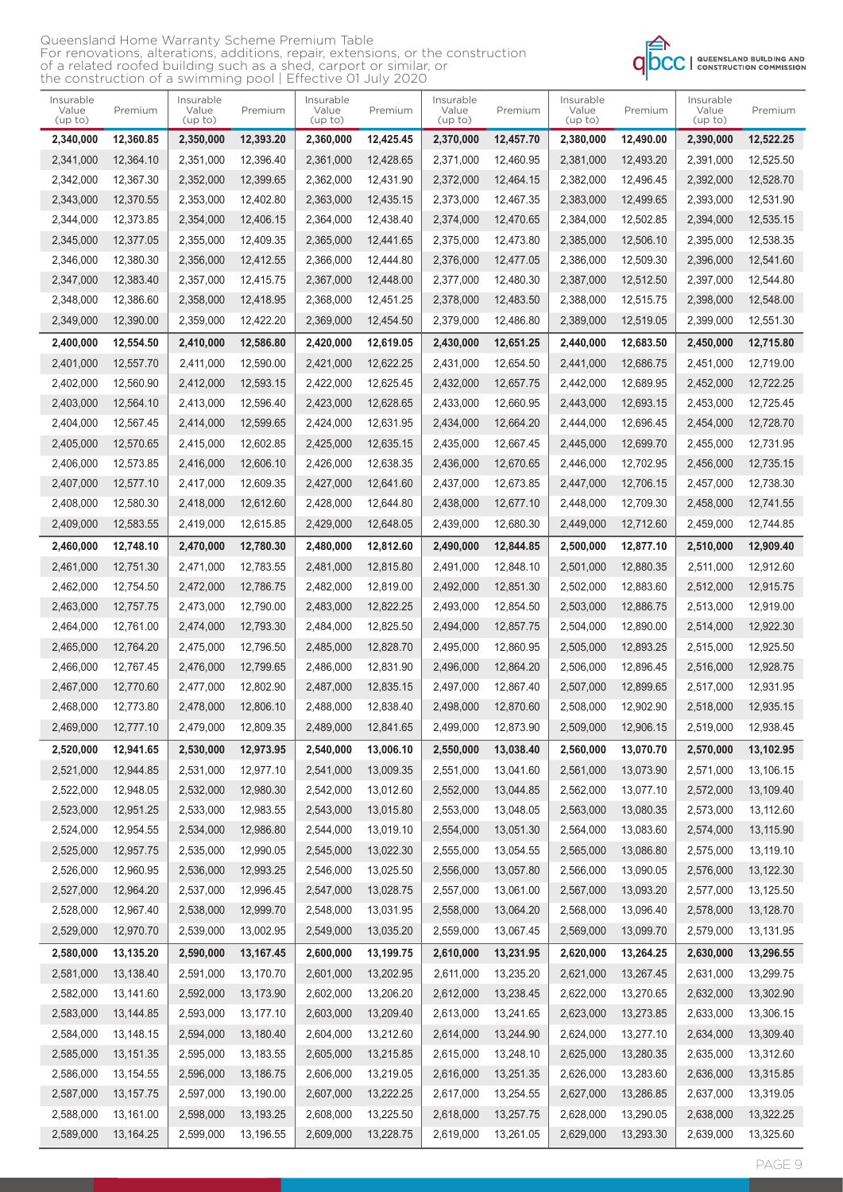Queensland Home Warranty Scheme Premium Table
For renovations, alterations, additions, repair, extensions, or the construction of a related roofed building such as a shed, carport or similar, or the construction of a swimming pool | Effective 01 July 2020

| Insurable Value (up to) | Premium | Insurable Value (up to) | Premium | Insurable Value (up to) | Premium | Insurable Value (up to) | Premium | Insurable Value (up to) | Premium | Insurable Value (up to) | Premium |
|---|---|---|---|---|---|---|---|---|---|---|---|
| **2,340,000** | **12,360.85** | **2,350,000** | **12,393.20** | **2,360,000** | **12,425.45** | **2,370,000** | **12,457.70** | **2,380,000** | **12,490.00** | **2,390,000** | **12,522.25** |
| 2,341,000 | 12,364.10 | 2,351,000 | 12,396.40 | 2,361,000 | 12,428.65 | 2,371,000 | 12,460.95 | 2,381,000 | 12,493.20 | 2,391,000 | 12,525.50 |
| 2,342,000 | 12,367.30 | 2,352,000 | 12,399.65 | 2,362,000 | 12,431.90 | 2,372,000 | 12,464.15 | 2,382,000 | 12,496.45 | 2,392,000 | 12,528.70 |
| 2,343,000 | 12,370.55 | 2,353,000 | 12,402.80 | 2,363,000 | 12,435.15 | 2,373,000 | 12,467.35 | 2,383,000 | 12,499.65 | 2,393,000 | 12,531.90 |
| 2,344,000 | 12,373.85 | 2,354,000 | 12,406.15 | 2,364,000 | 12,438.40 | 2,374,000 | 12,470.65 | 2,384,000 | 12,502.85 | 2,394,000 | 12,535.15 |
| 2,345,000 | 12,377.05 | 2,355,000 | 12,409.35 | 2,365,000 | 12,441.65 | 2,375,000 | 12,473.80 | 2,385,000 | 12,506.10 | 2,395,000 | 12,538.35 |
| 2,346,000 | 12,380.30 | 2,356,000 | 12,412.55 | 2,366,000 | 12,444.80 | 2,376,000 | 12,477.05 | 2,386,000 | 12,509.30 | 2,396,000 | 12,541.60 |
| 2,347,000 | 12,383.40 | 2,357,000 | 12,415.75 | 2,367,000 | 12,448.00 | 2,377,000 | 12,480.30 | 2,387,000 | 12,512.50 | 2,397,000 | 12,544.80 |
| 2,348,000 | 12,386.60 | 2,358,000 | 12,418.95 | 2,368,000 | 12,451.25 | 2,378,000 | 12,483.50 | 2,388,000 | 12,515.75 | 2,398,000 | 12,548.00 |
| 2,349,000 | 12,390.00 | 2,359,000 | 12,422.20 | 2,369,000 | 12,454.50 | 2,379,000 | 12,486.80 | 2,389,000 | 12,519.05 | 2,399,000 | 12,551.30 |
| **2,400,000** | **12,554.50** | **2,410,000** | **12,586.80** | **2,420,000** | **12,619.05** | **2,430,000** | **12,651.25** | **2,440,000** | **12,683.50** | **2,450,000** | **12,715.80** |
| 2,401,000 | 12,557.70 | 2,411,000 | 12,590.00 | 2,421,000 | 12,622.25 | 2,431,000 | 12,654.50 | 2,441,000 | 12,686.75 | 2,451,000 | 12,719.00 |
| 2,402,000 | 12,560.90 | 2,412,000 | 12,593.15 | 2,422,000 | 12,625.45 | 2,432,000 | 12,657.75 | 2,442,000 | 12,689.95 | 2,452,000 | 12,722.25 |
| 2,403,000 | 12,564.10 | 2,413,000 | 12,596.40 | 2,423,000 | 12,628.65 | 2,433,000 | 12,660.95 | 2,443,000 | 12,693.15 | 2,453,000 | 12,725.45 |
| 2,404,000 | 12,567.45 | 2,414,000 | 12,599.65 | 2,424,000 | 12,631.95 | 2,434,000 | 12,664.20 | 2,444,000 | 12,696.45 | 2,454,000 | 12,728.70 |
| 2,405,000 | 12,570.65 | 2,415,000 | 12,602.85 | 2,425,000 | 12,635.15 | 2,435,000 | 12,667.45 | 2,445,000 | 12,699.70 | 2,455,000 | 12,731.95 |
| 2,406,000 | 12,573.85 | 2,416,000 | 12,606.10 | 2,426,000 | 12,638.35 | 2,436,000 | 12,670.65 | 2,446,000 | 12,702.95 | 2,456,000 | 12,735.15 |
| 2,407,000 | 12,577.10 | 2,417,000 | 12,609.35 | 2,427,000 | 12,641.60 | 2,437,000 | 12,673.85 | 2,447,000 | 12,706.15 | 2,457,000 | 12,738.30 |
| 2,408,000 | 12,580.30 | 2,418,000 | 12,612.60 | 2,428,000 | 12,644.80 | 2,438,000 | 12,677.10 | 2,448,000 | 12,709.30 | 2,458,000 | 12,741.55 |
| 2,409,000 | 12,583.55 | 2,419,000 | 12,615.85 | 2,429,000 | 12,648.05 | 2,439,000 | 12,680.30 | 2,449,000 | 12,712.60 | 2,459,000 | 12,744.85 |
| **2,460,000** | **12,748.10** | **2,470,000** | **12,780.30** | **2,480,000** | **12,812.60** | **2,490,000** | **12,844.85** | **2,500,000** | **12,877.10** | **2,510,000** | **12,909.40** |
| 2,461,000 | 12,751.30 | 2,471,000 | 12,783.55 | 2,481,000 | 12,815.80 | 2,491,000 | 12,848.10 | 2,501,000 | 12,880.35 | 2,511,000 | 12,912.60 |
| 2,462,000 | 12,754.50 | 2,472,000 | 12,786.75 | 2,482,000 | 12,819.00 | 2,492,000 | 12,851.30 | 2,502,000 | 12,883.60 | 2,512,000 | 12,915.75 |
| 2,463,000 | 12,757.75 | 2,473,000 | 12,790.00 | 2,483,000 | 12,822.25 | 2,493,000 | 12,854.50 | 2,503,000 | 12,886.75 | 2,513,000 | 12,919.00 |
| 2,464,000 | 12,761.00 | 2,474,000 | 12,793.30 | 2,484,000 | 12,825.50 | 2,494,000 | 12,857.75 | 2,504,000 | 12,890.00 | 2,514,000 | 12,922.30 |
| 2,465,000 | 12,764.20 | 2,475,000 | 12,796.50 | 2,485,000 | 12,828.70 | 2,495,000 | 12,860.95 | 2,505,000 | 12,893.25 | 2,515,000 | 12,925.50 |
| 2,466,000 | 12,767.45 | 2,476,000 | 12,799.65 | 2,486,000 | 12,831.90 | 2,496,000 | 12,864.20 | 2,506,000 | 12,896.45 | 2,516,000 | 12,928.75 |
| 2,467,000 | 12,770.60 | 2,477,000 | 12,802.90 | 2,487,000 | 12,835.15 | 2,497,000 | 12,867.40 | 2,507,000 | 12,899.65 | 2,517,000 | 12,931.95 |
| 2,468,000 | 12,773.80 | 2,478,000 | 12,806.10 | 2,488,000 | 12,838.40 | 2,498,000 | 12,870.60 | 2,508,000 | 12,902.90 | 2,518,000 | 12,935.15 |
| 2,469,000 | 12,777.10 | 2,479,000 | 12,809.35 | 2,489,000 | 12,841.65 | 2,499,000 | 12,873.90 | 2,509,000 | 12,906.15 | 2,519,000 | 12,938.45 |
| **2,520,000** | **12,941.65** | **2,530,000** | **12,973.95** | **2,540,000** | **13,006.10** | **2,550,000** | **13,038.40** | **2,560,000** | **13,070.70** | **2,570,000** | **13,102.95** |
| 2,521,000 | 12,944.85 | 2,531,000 | 12,977.10 | 2,541,000 | 13,009.35 | 2,551,000 | 13,041.60 | 2,561,000 | 13,073.90 | 2,571,000 | 13,106.15 |
| 2,522,000 | 12,948.05 | 2,532,000 | 12,980.30 | 2,542,000 | 13,012.60 | 2,552,000 | 13,044.85 | 2,562,000 | 13,077.10 | 2,572,000 | 13,109.40 |
| 2,523,000 | 12,951.25 | 2,533,000 | 12,983.55 | 2,543,000 | 13,015.80 | 2,553,000 | 13,048.05 | 2,563,000 | 13,080.35 | 2,573,000 | 13,112.60 |
| 2,524,000 | 12,954.55 | 2,534,000 | 12,986.80 | 2,544,000 | 13,019.10 | 2,554,000 | 13,051.30 | 2,564,000 | 13,083.60 | 2,574,000 | 13,115.90 |
| 2,525,000 | 12,957.75 | 2,535,000 | 12,990.05 | 2,545,000 | 13,022.30 | 2,555,000 | 13,054.55 | 2,565,000 | 13,086.80 | 2,575,000 | 13,119.10 |
| 2,526,000 | 12,960.95 | 2,536,000 | 12,993.25 | 2,546,000 | 13,025.50 | 2,556,000 | 13,057.80 | 2,566,000 | 13,090.05 | 2,576,000 | 13,122.30 |
| 2,527,000 | 12,964.20 | 2,537,000 | 12,996.45 | 2,547,000 | 13,028.75 | 2,557,000 | 13,061.00 | 2,567,000 | 13,093.20 | 2,577,000 | 13,125.50 |
| 2,528,000 | 12,967.40 | 2,538,000 | 12,999.70 | 2,548,000 | 13,031.95 | 2,558,000 | 13,064.20 | 2,568,000 | 13,096.40 | 2,578,000 | 13,128.70 |
| 2,529,000 | 12,970.70 | 2,539,000 | 13,002.95 | 2,549,000 | 13,035.20 | 2,559,000 | 13,067.45 | 2,569,000 | 13,099.70 | 2,579,000 | 13,131.95 |
| **2,580,000** | **13,135.20** | **2,590,000** | **13,167.45** | **2,600,000** | **13,199.75** | **2,610,000** | **13,231.95** | **2,620,000** | **13,264.25** | **2,630,000** | **13,296.55** |
| 2,581,000 | 13,138.40 | 2,591,000 | 13,170.70 | 2,601,000 | 13,202.95 | 2,611,000 | 13,235.20 | 2,621,000 | 13,267.45 | 2,631,000 | 13,299.75 |
| 2,582,000 | 13,141.60 | 2,592,000 | 13,173.90 | 2,602,000 | 13,206.20 | 2,612,000 | 13,238.45 | 2,622,000 | 13,270.65 | 2,632,000 | 13,302.90 |
| 2,583,000 | 13,144.85 | 2,593,000 | 13,177.10 | 2,603,000 | 13,209.40 | 2,613,000 | 13,241.65 | 2,623,000 | 13,273.85 | 2,633,000 | 13,306.15 |
| 2,584,000 | 13,148.15 | 2,594,000 | 13,180.40 | 2,604,000 | 13,212.60 | 2,614,000 | 13,244.90 | 2,624,000 | 13,277.10 | 2,634,000 | 13,309.40 |
| 2,585,000 | 13,151.35 | 2,595,000 | 13,183.55 | 2,605,000 | 13,215.85 | 2,615,000 | 13,248.10 | 2,625,000 | 13,280.35 | 2,635,000 | 13,312.60 |
| 2,586,000 | 13,154.55 | 2,596,000 | 13,186.75 | 2,606,000 | 13,219.05 | 2,616,000 | 13,251.35 | 2,626,000 | 13,283.60 | 2,636,000 | 13,315.85 |
| 2,587,000 | 13,157.75 | 2,597,000 | 13,190.00 | 2,607,000 | 13,222.25 | 2,617,000 | 13,254.55 | 2,627,000 | 13,286.85 | 2,637,000 | 13,319.05 |
| 2,588,000 | 13,161.00 | 2,598,000 | 13,193.25 | 2,608,000 | 13,225.50 | 2,618,000 | 13,257.75 | 2,628,000 | 13,290.05 | 2,638,000 | 13,322.25 |
| 2,589,000 | 13,164.25 | 2,599,000 | 13,196.55 | 2,609,000 | 13,228.75 | 2,619,000 | 13,261.05 | 2,629,000 | 13,293.30 | 2,639,000 | 13,325.60 |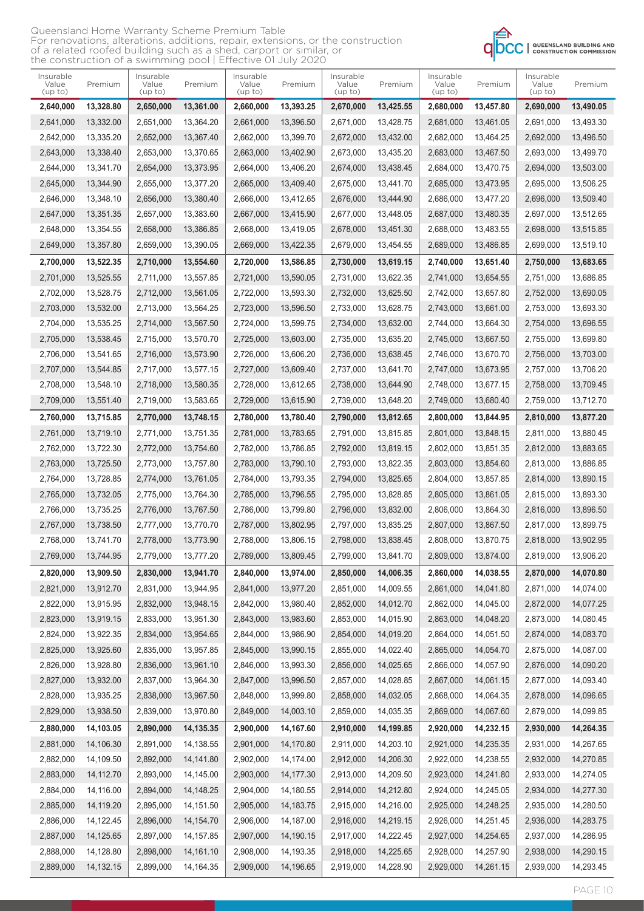Queensland Home Warranty Scheme Premium Table
For renovations, alterations, additions, repair, extensions, or the construction of a related roofed building such as a shed, carport or similar, or the construction of a swimming pool | Effective 01 July 2020

| Insurable Value (up to) | Premium | Insurable Value (up to) | Premium | Insurable Value (up to) | Premium | Insurable Value (up to) | Premium | Insurable Value (up to) | Premium | Insurable Value (up to) | Premium |
|---|---|---|---|---|---|---|---|---|---|---|---|
| **2,640,000** | **13,328.80** | **2,650,000** | **13,361.00** | **2,660,000** | **13,393.25** | **2,670,000** | **13,425.55** | **2,680,000** | **13,457.80** | **2,690,000** | **13,490.05** |
| 2,641,000 | 13,332.00 | 2,651,000 | 13,364.20 | 2,661,000 | 13,396.50 | 2,671,000 | 13,428.75 | 2,681,000 | 13,461.05 | 2,691,000 | 13,493.30 |
| 2,642,000 | 13,335.20 | 2,652,000 | 13,367.40 | 2,662,000 | 13,399.70 | 2,672,000 | 13,432.00 | 2,682,000 | 13,464.25 | 2,692,000 | 13,496.50 |
| 2,643,000 | 13,338.40 | 2,653,000 | 13,370.65 | 2,663,000 | 13,402.90 | 2,673,000 | 13,435.20 | 2,683,000 | 13,467.50 | 2,693,000 | 13,499.70 |
| 2,644,000 | 13,341.70 | 2,654,000 | 13,373.95 | 2,664,000 | 13,406.20 | 2,674,000 | 13,438.45 | 2,684,000 | 13,470.75 | 2,694,000 | 13,503.00 |
| 2,645,000 | 13,344.90 | 2,655,000 | 13,377.20 | 2,665,000 | 13,409.40 | 2,675,000 | 13,441.70 | 2,685,000 | 13,473.95 | 2,695,000 | 13,506.25 |
| 2,646,000 | 13,348.10 | 2,656,000 | 13,380.40 | 2,666,000 | 13,412.65 | 2,676,000 | 13,444.90 | 2,686,000 | 13,477.20 | 2,696,000 | 13,509.40 |
| 2,647,000 | 13,351.35 | 2,657,000 | 13,383.60 | 2,667,000 | 13,415.90 | 2,677,000 | 13,448.05 | 2,687,000 | 13,480.35 | 2,697,000 | 13,512.65 |
| 2,648,000 | 13,354.55 | 2,658,000 | 13,386.85 | 2,668,000 | 13,419.05 | 2,678,000 | 13,451.30 | 2,688,000 | 13,483.55 | 2,698,000 | 13,515.85 |
| 2,649,000 | 13,357.80 | 2,659,000 | 13,390.05 | 2,669,000 | 13,422.35 | 2,679,000 | 13,454.55 | 2,689,000 | 13,486.85 | 2,699,000 | 13,519.10 |
| **2,700,000** | **13,522.35** | **2,710,000** | **13,554.60** | **2,720,000** | **13,586.85** | **2,730,000** | **13,619.15** | **2,740,000** | **13,651.40** | **2,750,000** | **13,683.65** |
| 2,701,000 | 13,525.55 | 2,711,000 | 13,557.85 | 2,721,000 | 13,590.05 | 2,731,000 | 13,622.35 | 2,741,000 | 13,654.55 | 2,751,000 | 13,686.85 |
| 2,702,000 | 13,528.75 | 2,712,000 | 13,561.05 | 2,722,000 | 13,593.30 | 2,732,000 | 13,625.50 | 2,742,000 | 13,657.80 | 2,752,000 | 13,690.05 |
| 2,703,000 | 13,532.00 | 2,713,000 | 13,564.25 | 2,723,000 | 13,596.50 | 2,733,000 | 13,628.75 | 2,743,000 | 13,661.00 | 2,753,000 | 13,693.30 |
| 2,704,000 | 13,535.25 | 2,714,000 | 13,567.50 | 2,724,000 | 13,599.75 | 2,734,000 | 13,632.00 | 2,744,000 | 13,664.30 | 2,754,000 | 13,696.55 |
| 2,705,000 | 13,538.45 | 2,715,000 | 13,570.70 | 2,725,000 | 13,603.00 | 2,735,000 | 13,635.20 | 2,745,000 | 13,667.50 | 2,755,000 | 13,699.80 |
| 2,706,000 | 13,541.65 | 2,716,000 | 13,573.90 | 2,726,000 | 13,606.20 | 2,736,000 | 13,638.45 | 2,746,000 | 13,670.70 | 2,756,000 | 13,703.00 |
| 2,707,000 | 13,544.85 | 2,717,000 | 13,577.15 | 2,727,000 | 13,609.40 | 2,737,000 | 13,641.70 | 2,747,000 | 13,673.95 | 2,757,000 | 13,706.20 |
| 2,708,000 | 13,548.10 | 2,718,000 | 13,580.35 | 2,728,000 | 13,612.65 | 2,738,000 | 13,644.90 | 2,748,000 | 13,677.15 | 2,758,000 | 13,709.45 |
| 2,709,000 | 13,551.40 | 2,719,000 | 13,583.65 | 2,729,000 | 13,615.90 | 2,739,000 | 13,648.20 | 2,749,000 | 13,680.40 | 2,759,000 | 13,712.70 |
| **2,760,000** | **13,715.85** | **2,770,000** | **13,748.15** | **2,780,000** | **13,780.40** | **2,790,000** | **13,812.65** | **2,800,000** | **13,844.95** | **2,810,000** | **13,877.20** |
| 2,761,000 | 13,719.10 | 2,771,000 | 13,751.35 | 2,781,000 | 13,783.65 | 2,791,000 | 13,815.85 | 2,801,000 | 13,848.15 | 2,811,000 | 13,880.45 |
| 2,762,000 | 13,722.30 | 2,772,000 | 13,754.60 | 2,782,000 | 13,786.85 | 2,792,000 | 13,819.15 | 2,802,000 | 13,851.35 | 2,812,000 | 13,883.65 |
| 2,763,000 | 13,725.50 | 2,773,000 | 13,757.80 | 2,783,000 | 13,790.10 | 2,793,000 | 13,822.35 | 2,803,000 | 13,854.60 | 2,813,000 | 13,886.85 |
| 2,764,000 | 13,728.85 | 2,774,000 | 13,761.05 | 2,784,000 | 13,793.35 | 2,794,000 | 13,825.65 | 2,804,000 | 13,857.85 | 2,814,000 | 13,890.15 |
| 2,765,000 | 13,732.05 | 2,775,000 | 13,764.30 | 2,785,000 | 13,796.55 | 2,795,000 | 13,828.85 | 2,805,000 | 13,861.05 | 2,815,000 | 13,893.30 |
| 2,766,000 | 13,735.25 | 2,776,000 | 13,767.50 | 2,786,000 | 13,799.80 | 2,796,000 | 13,832.00 | 2,806,000 | 13,864.30 | 2,816,000 | 13,896.50 |
| 2,767,000 | 13,738.50 | 2,777,000 | 13,770.70 | 2,787,000 | 13,802.95 | 2,797,000 | 13,835.25 | 2,807,000 | 13,867.50 | 2,817,000 | 13,899.75 |
| 2,768,000 | 13,741.70 | 2,778,000 | 13,773.90 | 2,788,000 | 13,806.15 | 2,798,000 | 13,838.45 | 2,808,000 | 13,870.75 | 2,818,000 | 13,902.95 |
| 2,769,000 | 13,744.95 | 2,779,000 | 13,777.20 | 2,789,000 | 13,809.45 | 2,799,000 | 13,841.70 | 2,809,000 | 13,874.00 | 2,819,000 | 13,906.20 |
| **2,820,000** | **13,909.50** | **2,830,000** | **13,941.70** | **2,840,000** | **13,974.00** | **2,850,000** | **14,006.35** | **2,860,000** | **14,038.55** | **2,870,000** | **14,070.80** |
| 2,821,000 | 13,912.70 | 2,831,000 | 13,944.95 | 2,841,000 | 13,977.20 | 2,851,000 | 14,009.55 | 2,861,000 | 14,041.80 | 2,871,000 | 14,074.00 |
| 2,822,000 | 13,915.95 | 2,832,000 | 13,948.15 | 2,842,000 | 13,980.40 | 2,852,000 | 14,012.70 | 2,862,000 | 14,045.00 | 2,872,000 | 14,077.25 |
| 2,823,000 | 13,919.15 | 2,833,000 | 13,951.30 | 2,843,000 | 13,983.60 | 2,853,000 | 14,015.90 | 2,863,000 | 14,048.20 | 2,873,000 | 14,080.45 |
| 2,824,000 | 13,922.35 | 2,834,000 | 13,954.65 | 2,844,000 | 13,986.90 | 2,854,000 | 14,019.20 | 2,864,000 | 14,051.50 | 2,874,000 | 14,083.70 |
| 2,825,000 | 13,925.60 | 2,835,000 | 13,957.85 | 2,845,000 | 13,990.15 | 2,855,000 | 14,022.40 | 2,865,000 | 14,054.70 | 2,875,000 | 14,087.00 |
| 2,826,000 | 13,928.80 | 2,836,000 | 13,961.10 | 2,846,000 | 13,993.30 | 2,856,000 | 14,025.65 | 2,866,000 | 14,057.90 | 2,876,000 | 14,090.20 |
| 2,827,000 | 13,932.00 | 2,837,000 | 13,964.30 | 2,847,000 | 13,996.50 | 2,857,000 | 14,028.85 | 2,867,000 | 14,061.15 | 2,877,000 | 14,093.40 |
| 2,828,000 | 13,935.25 | 2,838,000 | 13,967.50 | 2,848,000 | 13,999.80 | 2,858,000 | 14,032.05 | 2,868,000 | 14,064.35 | 2,878,000 | 14,096.65 |
| 2,829,000 | 13,938.50 | 2,839,000 | 13,970.80 | 2,849,000 | 14,003.10 | 2,859,000 | 14,035.35 | 2,869,000 | 14,067.60 | 2,879,000 | 14,099.85 |
| **2,880,000** | **14,103.05** | **2,890,000** | **14,135.35** | **2,900,000** | **14,167.60** | **2,910,000** | **14,199.85** | **2,920,000** | **14,232.15** | **2,930,000** | **14,264.35** |
| 2,881,000 | 14,106.30 | 2,891,000 | 14,138.55 | 2,901,000 | 14,170.80 | 2,911,000 | 14,203.10 | 2,921,000 | 14,235.35 | 2,931,000 | 14,267.65 |
| 2,882,000 | 14,109.50 | 2,892,000 | 14,141.80 | 2,902,000 | 14,174.00 | 2,912,000 | 14,206.30 | 2,922,000 | 14,238.55 | 2,932,000 | 14,270.85 |
| 2,883,000 | 14,112.70 | 2,893,000 | 14,145.00 | 2,903,000 | 14,177.30 | 2,913,000 | 14,209.50 | 2,923,000 | 14,241.80 | 2,933,000 | 14,274.05 |
| 2,884,000 | 14,116.00 | 2,894,000 | 14,148.25 | 2,904,000 | 14,180.55 | 2,914,000 | 14,212.80 | 2,924,000 | 14,245.05 | 2,934,000 | 14,277.30 |
| 2,885,000 | 14,119.20 | 2,895,000 | 14,151.50 | 2,905,000 | 14,183.75 | 2,915,000 | 14,216.00 | 2,925,000 | 14,248.25 | 2,935,000 | 14,280.50 |
| 2,886,000 | 14,122.45 | 2,896,000 | 14,154.70 | 2,906,000 | 14,187.00 | 2,916,000 | 14,219.15 | 2,926,000 | 14,251.45 | 2,936,000 | 14,283.75 |
| 2,887,000 | 14,125.65 | 2,897,000 | 14,157.85 | 2,907,000 | 14,190.15 | 2,917,000 | 14,222.45 | 2,927,000 | 14,254.65 | 2,937,000 | 14,286.95 |
| 2,888,000 | 14,128.80 | 2,898,000 | 14,161.10 | 2,908,000 | 14,193.35 | 2,918,000 | 14,225.65 | 2,928,000 | 14,257.90 | 2,938,000 | 14,290.15 |
| 2,889,000 | 14,132.15 | 2,899,000 | 14,164.35 | 2,909,000 | 14,196.65 | 2,919,000 | 14,228.90 | 2,929,000 | 14,261.15 | 2,939,000 | 14,293.45 |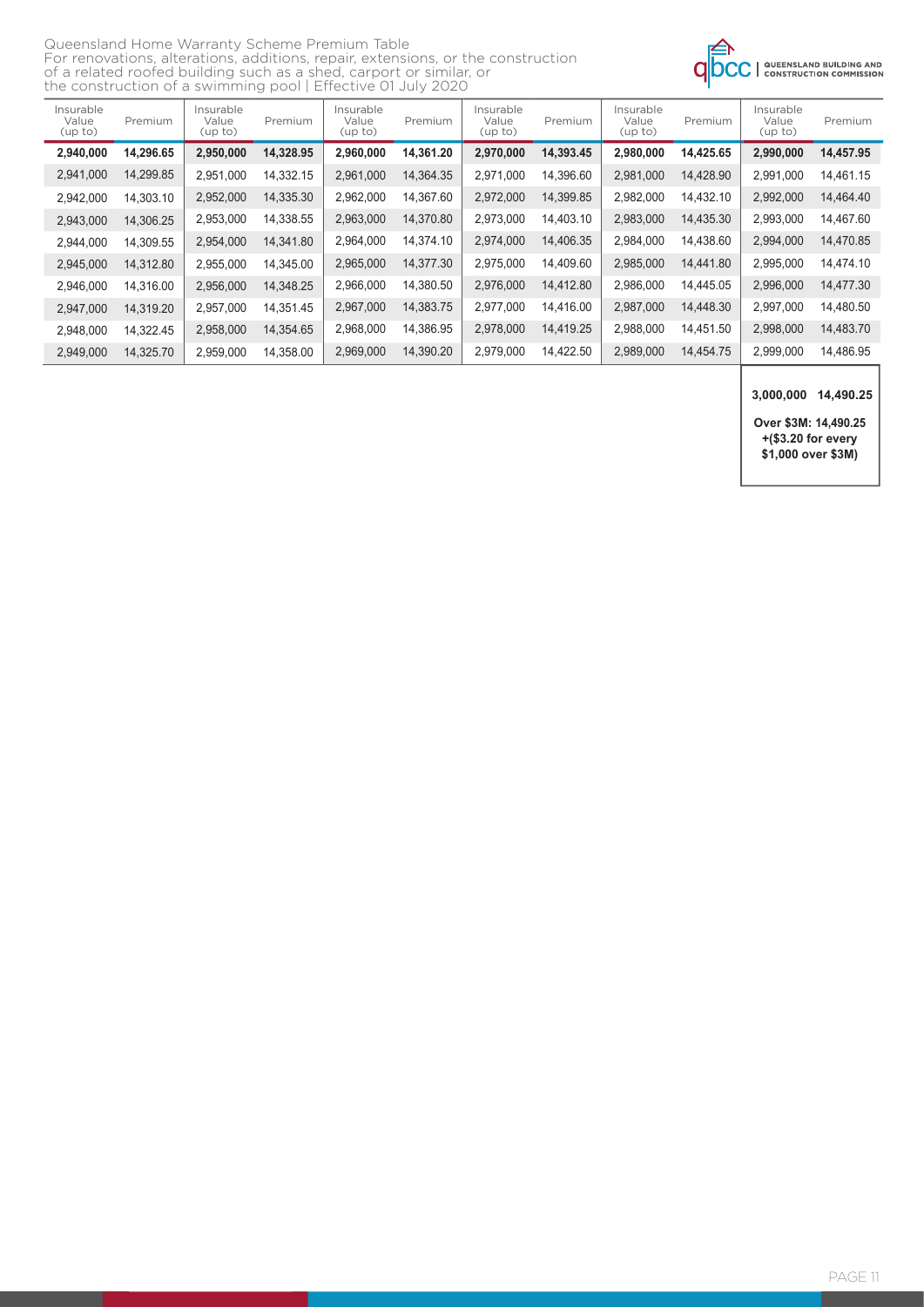Queensland Home Warranty Scheme Premium Table
For renovations, alterations, additions, repair, extensions, or the construction of a related roofed building such as a shed, carport or similar, or the construction of a swimming pool | Effective 01 July 2020

QUEENSLAND BUILDING AND CONSTRUCTION COMMISSION

| Insurable Value (up to) | Premium | Insurable Value (up to) | Premium | Insurable Value (up to) | Premium | Insurable Value (up to) | Premium | Insurable Value (up to) | Premium | Insurable Value (up to) | Premium |
|---|---|---|---|---|---|---|---|---|---|---|---|
| **2,940,000** | **14,296.65** | **2,950,000** | **14,328.95** | **2,960,000** | **14,361.20** | **2,970,000** | **14,393.45** | **2,980,000** | **14,425.65** | **2,990,000** | **14,457.95** |
| 2,941,000 | 14,299.85 | 2,951,000 | 14,332.15 | 2,961,000 | 14,364.35 | 2,971,000 | 14,396.60 | 2,981,000 | 14,428.90 | 2,991,000 | 14,461.15 |
| 2,942,000 | 14,303.10 | 2,952,000 | 14,335.30 | 2,962,000 | 14,367.60 | 2,972,000 | 14,399.85 | 2,982,000 | 14,432.10 | 2,992,000 | 14,464.40 |
| 2,943,000 | 14,306.25 | 2,953,000 | 14,338.55 | 2,963,000 | 14,370.80 | 2,973,000 | 14,403.10 | 2,983,000 | 14,435.30 | 2,993,000 | 14,467.60 |
| 2,944,000 | 14,309.55 | 2,954,000 | 14,341.80 | 2,964,000 | 14,374.10 | 2,974,000 | 14,406.35 | 2,984,000 | 14,438.60 | 2,994,000 | 14,470.85 |
| 2,945,000 | 14,312.80 | 2,955,000 | 14,345.00 | 2,965,000 | 14,377.30 | 2,975,000 | 14,409.60 | 2,985,000 | 14,441.80 | 2,995,000 | 14,474.10 |
| 2,946,000 | 14,316.00 | 2,956,000 | 14,348.25 | 2,966,000 | 14,380.50 | 2,976,000 | 14,412.80 | 2,986,000 | 14,445.05 | 2,996,000 | 14,477.30 |
| 2,947,000 | 14,319.20 | 2,957,000 | 14,351.45 | 2,967,000 | 14,383.75 | 2,977,000 | 14,416.00 | 2,987,000 | 14,448.30 | 2,997,000 | 14,480.50 |
| 2,948,000 | 14,322.45 | 2,958,000 | 14,354.65 | 2,968,000 | 14,386.95 | 2,978,000 | 14,419.25 | 2,988,000 | 14,451.50 | 2,998,000 | 14,483.70 |
| 2,949,000 | 14,325.70 | 2,959,000 | 14,358.00 | 2,969,000 | 14,390.20 | 2,979,000 | 14,422.50 | 2,989,000 | 14,454.75 | 2,999,000 | 14,486.95 |
| | | | | | | | | | | **3,000,000** | **14,490.25** |

**Over $3M: 14,490.25 +($3.20 for every $1,000 over $3M)**